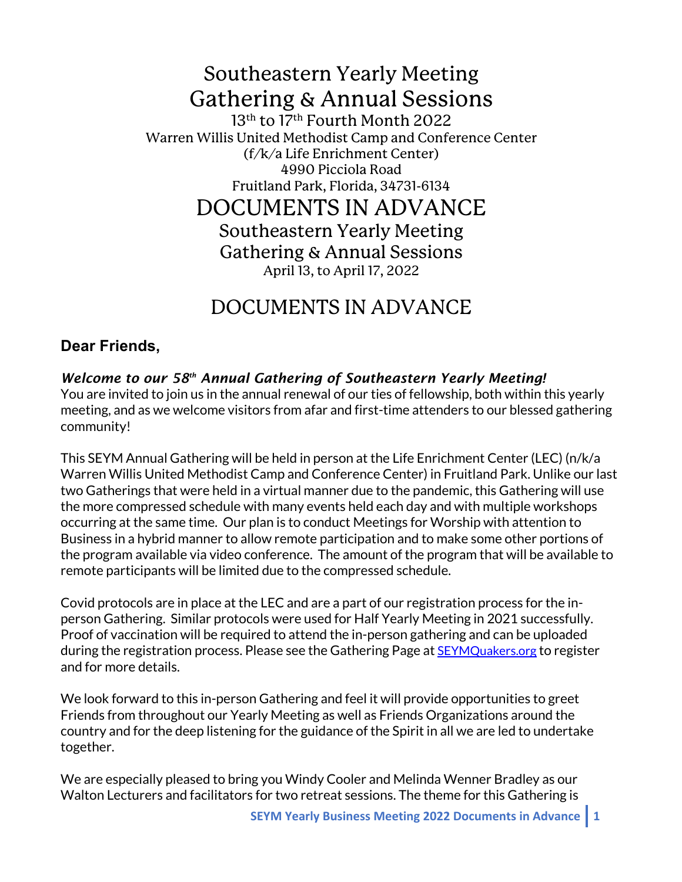# Southeastern Yearly Meeting Gathering & Annual Sessions

13th to 17th Fourth Month 2022

Warren Willis United Methodist Camp and Conference Center

(f/k/a Life Enrichment Center)

4990 Picciola Road

Fruitland Park, Florida, 34731-6134

# DOCUMENTS IN ADVANCE

## Southeastern Yearly Meeting Gathering & Annual Sessions

April 13, to April 17, 2022

# DOCUMENTS IN ADVANCE

## Dear Friends,

***Welcome to our 58th Annual Gathering of Southeastern Yearly Meeting!***

You are invited to join us in the annual renewal of our ties of fellowship, both within this yearly meeting, and as we welcome visitors from afar and first-time attenders to our blessed gathering community!

This SEYM Annual Gathering will be held in person at the Life Enrichment Center (LEC) (n/k/a Warren Willis United Methodist Camp and Conference Center) in Fruitland Park. Unlike our last two Gatherings that were held in a virtual manner due to the pandemic, this Gathering will use the more compressed schedule with many events held each day and with multiple workshops occurring at the same time. Our plan is to conduct Meetings for Worship with attention to Business in a hybrid manner to allow remote participation and to make some other portions of the program available via video conference. The amount of the program that will be available to remote participants will be limited due to the compressed schedule.

Covid protocols are in place at the LEC and are a part of our registration process for the in-person Gathering. Similar protocols were used for Half Yearly Meeting in 2021 successfully. Proof of vaccination will be required to attend the in-person gathering and can be uploaded during the registration process. Please see the Gathering Page at [SEYMQuakers.org](SEYMQuakers.org) to register and for more details.

We look forward to this in-person Gathering and feel it will provide opportunities to greet Friends from throughout our Yearly Meeting as well as Friends Organizations around the country and for the deep listening for the guidance of the Spirit in all we are led to undertake together.

We are especially pleased to bring you Windy Cooler and Melinda Wenner Bradley as our Walton Lecturers and facilitators for two retreat sessions. The theme for this Gathering is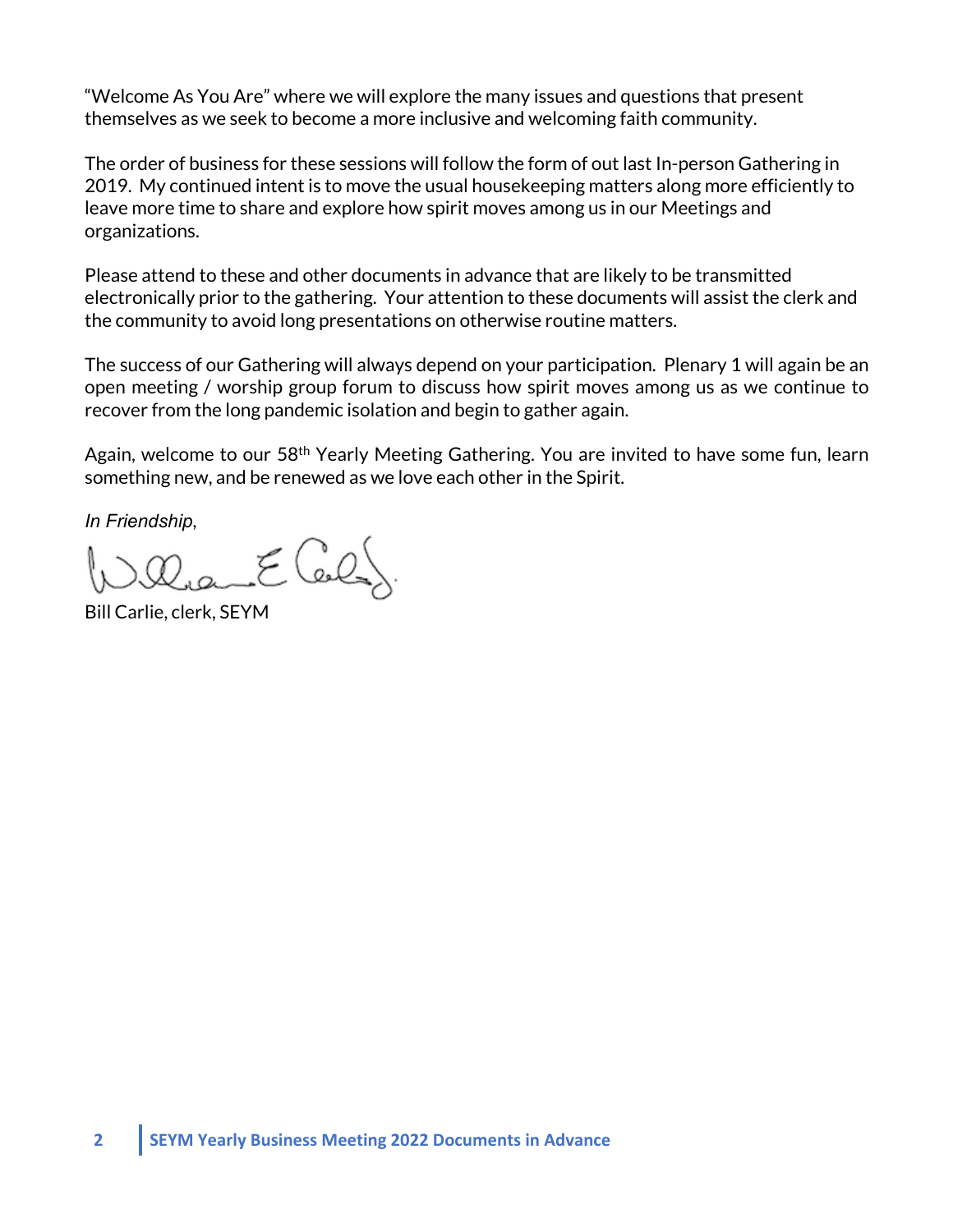"Welcome As You Are" where we will explore the many issues and questions that present themselves as we seek to become a more inclusive and welcoming faith community.

The order of business for these sessions will follow the form of out last In-person Gathering in 2019. My continued intent is to move the usual housekeeping matters along more efficiently to leave more time to share and explore how spirit moves among us in our Meetings and organizations.

Please attend to these and other documents in advance that are likely to be transmitted electronically prior to the gathering. Your attention to these documents will assist the clerk and the community to avoid long presentations on otherwise routine matters.

The success of our Gathering will always depend on your participation. Plenary 1 will again be an open meeting / worship group forum to discuss how spirit moves among us as we continue to recover from the long pandemic isolation and begin to gather again.

Again, welcome to our 58th Yearly Meeting Gathering. You are invited to have some fun, learn something new, and be renewed as we love each other in the Spirit.

*In Friendship,*

William E Carlie

Bill Carlie, clerk, SEYM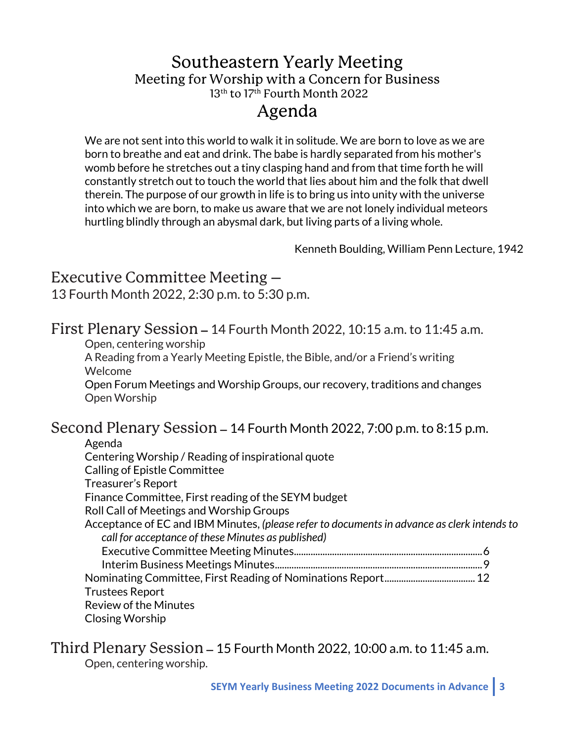# Southeastern Yearly Meeting
## Meeting for Worship with a Concern for Business
### 13th to 17th Fourth Month 2022
# Agenda

We are not sent into this world to walk it in solitude. We are born to love as we are born to breathe and eat and drink. The babe is hardly separated from his mother's womb before he stretches out a tiny clasping hand and from that time forth he will constantly stretch out to touch the world that lies about him and the folk that dwell therein. The purpose of our growth in life is to bring us into unity with the universe into which we are born, to make us aware that we are not lonely individual meteors hurtling blindly through an abysmal dark, but living parts of a living whole.

Kenneth Boulding, William Penn Lecture, 1942

## Executive Committee Meeting – 13 Fourth Month 2022, 2:30 p.m. to 5:30 p.m.

## First Plenary Session – 14 Fourth Month 2022, 10:15 a.m. to 11:45 a.m.

Open, centering worship
A Reading from a Yearly Meeting Epistle, the Bible, and/or a Friend's writing
Welcome
Open Forum Meetings and Worship Groups, our recovery, traditions and changes
Open Worship

## Second Plenary Session – 14 Fourth Month 2022, 7:00 p.m. to 8:15 p.m.

Agenda
Centering Worship / Reading of inspirational quote
Calling of Epistle Committee
Treasurer's Report
Finance Committee, First reading of the SEYM budget
Roll Call of Meetings and Worship Groups
Acceptance of EC and IBM Minutes, *(please refer to documents in advance as clerk intends to call for acceptance of these Minutes as published)*
- Executive Committee Meeting Minutes.......6
- Interim Business Meetings Minutes.......9

Nominating Committee, First Reading of Nominations Report.......12
Trustees Report
Review of the Minutes
Closing Worship

## Third Plenary Session – 15 Fourth Month 2022, 10:00 a.m. to 11:45 a.m.

Open, centering worship.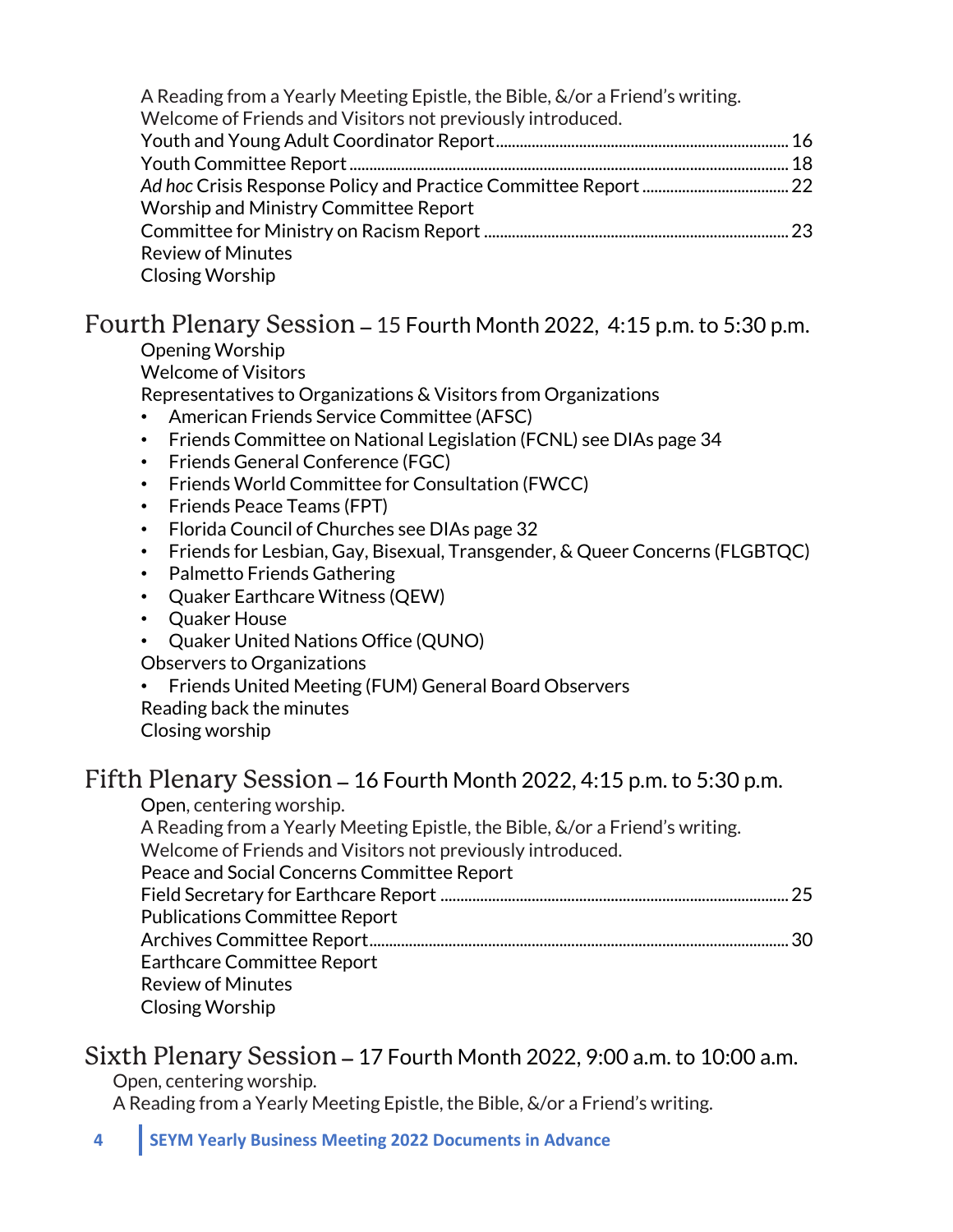A Reading from a Yearly Meeting Epistle, the Bible, &/or a Friend's writing.
Welcome of Friends and Visitors not previously introduced.
Youth and Young Adult Coordinator Report ........ 16
Youth Committee Report ........ 18
*Ad hoc* Crisis Response Policy and Practice Committee Report ........ 22
Worship and Ministry Committee Report
Committee for Ministry on Racism Report ........ 23
Review of Minutes
Closing Worship

## Fourth Plenary Session – 15 Fourth Month 2022, 4:15 p.m. to 5:30 p.m.

Opening Worship
Welcome of Visitors
Representatives to Organizations & Visitors from Organizations

- American Friends Service Committee (AFSC)
- Friends Committee on National Legislation (FCNL) see DIAs page 34
- Friends General Conference (FGC)
- Friends World Committee for Consultation (FWCC)
- Friends Peace Teams (FPT)
- Florida Council of Churches see DIAs page 32
- Friends for Lesbian, Gay, Bisexual, Transgender, & Queer Concerns (FLGBTQC)
- Palmetto Friends Gathering
- Quaker Earthcare Witness (QEW)
- Quaker House
- Quaker United Nations Office (QUNO)

Observers to Organizations

- Friends United Meeting (FUM) General Board Observers

Reading back the minutes
Closing worship

## Fifth Plenary Session – 16 Fourth Month 2022, 4:15 p.m. to 5:30 p.m.

Open, centering worship.
A Reading from a Yearly Meeting Epistle, the Bible, &/or a Friend's writing.
Welcome of Friends and Visitors not previously introduced.
Peace and Social Concerns Committee Report
Field Secretary for Earthcare Report ........ 25
Publications Committee Report
Archives Committee Report ........ 30
Earthcare Committee Report
Review of Minutes
Closing Worship

## Sixth Plenary Session – 17 Fourth Month 2022, 9:00 a.m. to 10:00 a.m.

Open, centering worship.
A Reading from a Yearly Meeting Epistle, the Bible, &/or a Friend's writing.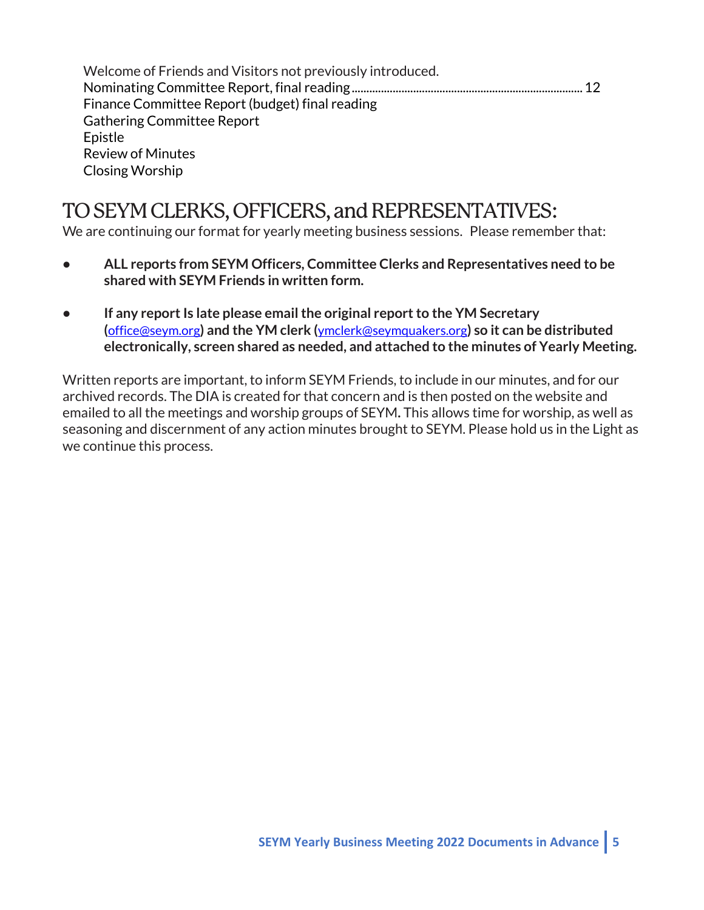Welcome of Friends and Visitors not previously introduced.
Nominating Committee Report, final reading ........................................................................ 12
Finance Committee Report (budget) final reading
Gathering Committee Report
Epistle
Review of Minutes
Closing Worship

## TO SEYM CLERKS, OFFICERS, and REPRESENTATIVES:

We are continuing our format for yearly meeting business sessions. Please remember that:

- **ALL reports from SEYM Officers, Committee Clerks and Representatives need to be shared with SEYM Friends in written form.**
- **If any report Is late please email the original report to the YM Secretary (office@seym.org) and the YM clerk (ymclerk@seymquakers.org) so it can be distributed electronically, screen shared as needed, and attached to the minutes of Yearly Meeting.**

Written reports are important, to inform SEYM Friends, to include in our minutes, and for our archived records. The DIA is created for that concern and is then posted on the website and emailed to all the meetings and worship groups of SEYM. This allows time for worship, as well as seasoning and discernment of any action minutes brought to SEYM. Please hold us in the Light as we continue this process.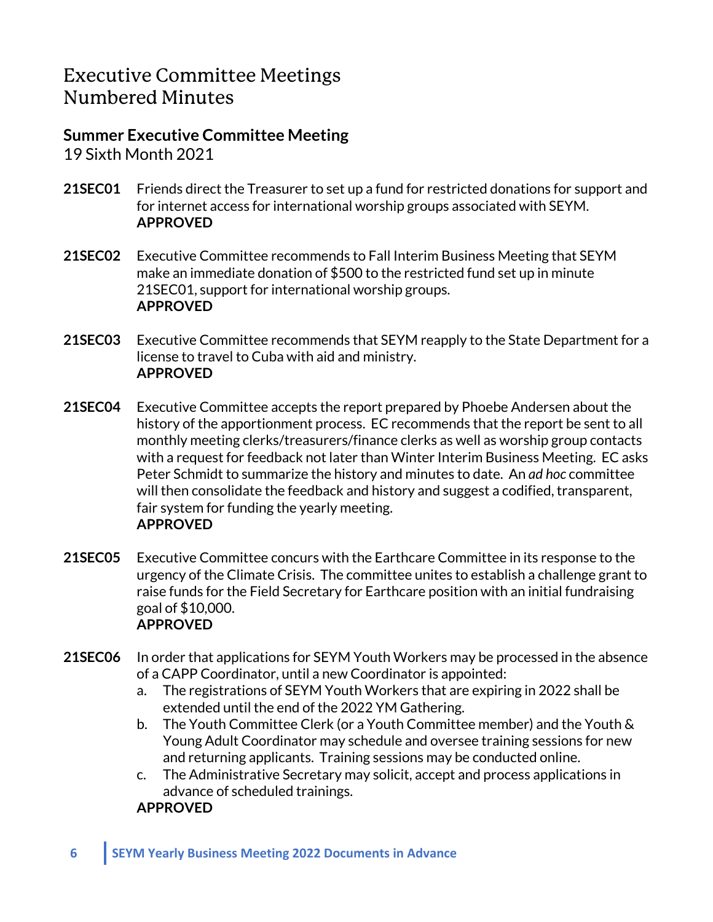# Executive Committee Meetings Numbered Minutes

## Summer Executive Committee Meeting

19 Sixth Month 2021

**21SEC01** Friends direct the Treasurer to set up a fund for restricted donations for support and for internet access for international worship groups associated with SEYM.
**APPROVED**

**21SEC02** Executive Committee recommends to Fall Interim Business Meeting that SEYM make an immediate donation of $500 to the restricted fund set up in minute 21SEC01, support for international worship groups.
**APPROVED**

**21SEC03** Executive Committee recommends that SEYM reapply to the State Department for a license to travel to Cuba with aid and ministry.
**APPROVED**

**21SEC04** Executive Committee accepts the report prepared by Phoebe Andersen about the history of the apportionment process. EC recommends that the report be sent to all monthly meeting clerks/treasurers/finance clerks as well as worship group contacts with a request for feedback not later than Winter Interim Business Meeting. EC asks Peter Schmidt to summarize the history and minutes to date. An *ad hoc* committee will then consolidate the feedback and history and suggest a codified, transparent, fair system for funding the yearly meeting.
**APPROVED**

**21SEC05** Executive Committee concurs with the Earthcare Committee in its response to the urgency of the Climate Crisis. The committee unites to establish a challenge grant to raise funds for the Field Secretary for Earthcare position with an initial fundraising goal of $10,000.
**APPROVED**

**21SEC06** In order that applications for SEYM Youth Workers may be processed in the absence of a CAPP Coordinator, until a new Coordinator is appointed:

a. The registrations of SEYM Youth Workers that are expiring in 2022 shall be extended until the end of the 2022 YM Gathering.
b. The Youth Committee Clerk (or a Youth Committee member) and the Youth & Young Adult Coordinator may schedule and oversee training sessions for new and returning applicants. Training sessions may be conducted online.
c. The Administrative Secretary may solicit, accept and process applications in advance of scheduled trainings.

**APPROVED**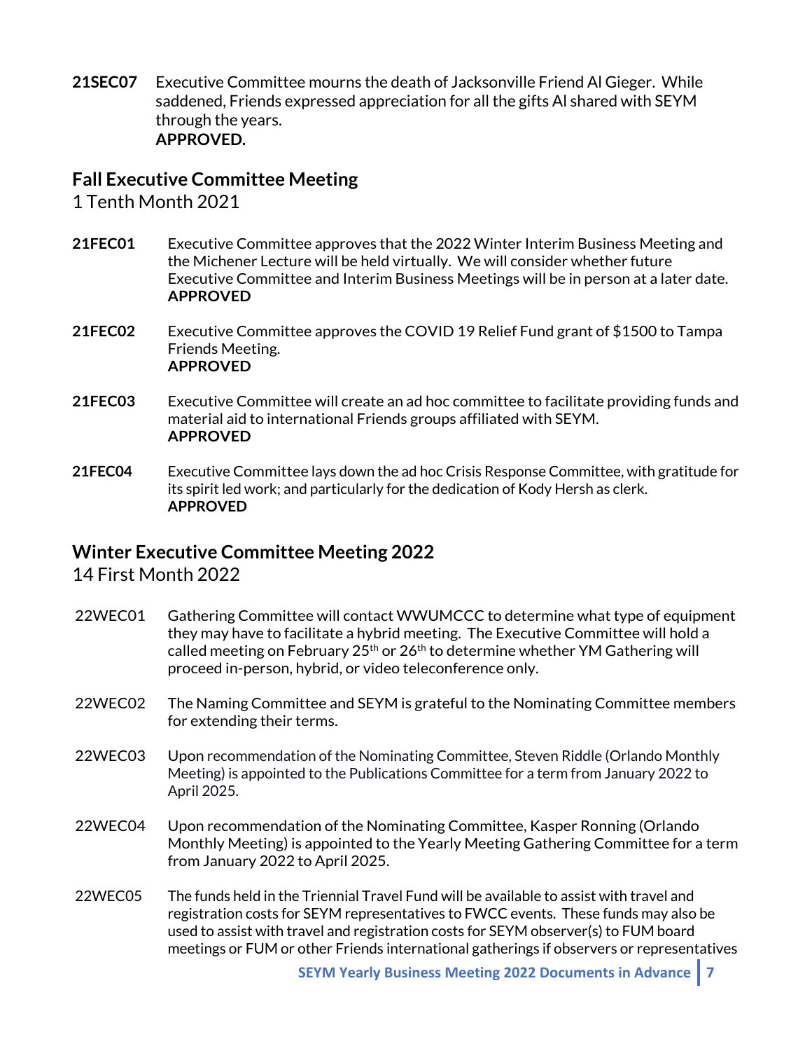**21SEC07** Executive Committee mourns the death of Jacksonville Friend Al Gieger. While saddened, Friends expressed appreciation for all the gifts Al shared with SEYM through the years.
**APPROVED.**

## Fall Executive Committee Meeting

1 Tenth Month 2021

**21FEC01** Executive Committee approves that the 2022 Winter Interim Business Meeting and the Michener Lecture will be held virtually. We will consider whether future Executive Committee and Interim Business Meetings will be in person at a later date.
**APPROVED**

**21FEC02** Executive Committee approves the COVID 19 Relief Fund grant of $1500 to Tampa Friends Meeting.
**APPROVED**

**21FEC03** Executive Committee will create an ad hoc committee to facilitate providing funds and material aid to international Friends groups affiliated with SEYM.
**APPROVED**

**21FEC04** Executive Committee lays down the ad hoc Crisis Response Committee, with gratitude for its spirit led work; and particularly for the dedication of Kody Hersh as clerk.
**APPROVED**

## Winter Executive Committee Meeting 2022

14 First Month 2022

22WEC01 Gathering Committee will contact WWUMCCC to determine what type of equipment they may have to facilitate a hybrid meeting. The Executive Committee will hold a called meeting on February 25th or 26th to determine whether YM Gathering will proceed in-person, hybrid, or video teleconference only.

22WEC02 The Naming Committee and SEYM is grateful to the Nominating Committee members for extending their terms.

22WEC03 Upon recommendation of the Nominating Committee, Steven Riddle (Orlando Monthly Meeting) is appointed to the Publications Committee for a term from January 2022 to April 2025.

22WEC04 Upon recommendation of the Nominating Committee, Kasper Ronning (Orlando Monthly Meeting) is appointed to the Yearly Meeting Gathering Committee for a term from January 2022 to April 2025.

22WEC05 The funds held in the Triennial Travel Fund will be available to assist with travel and registration costs for SEYM representatives to FWCC events. These funds may also be used to assist with travel and registration costs for SEYM observer(s) to FUM board meetings or FUM or other Friends international gatherings if observers or representatives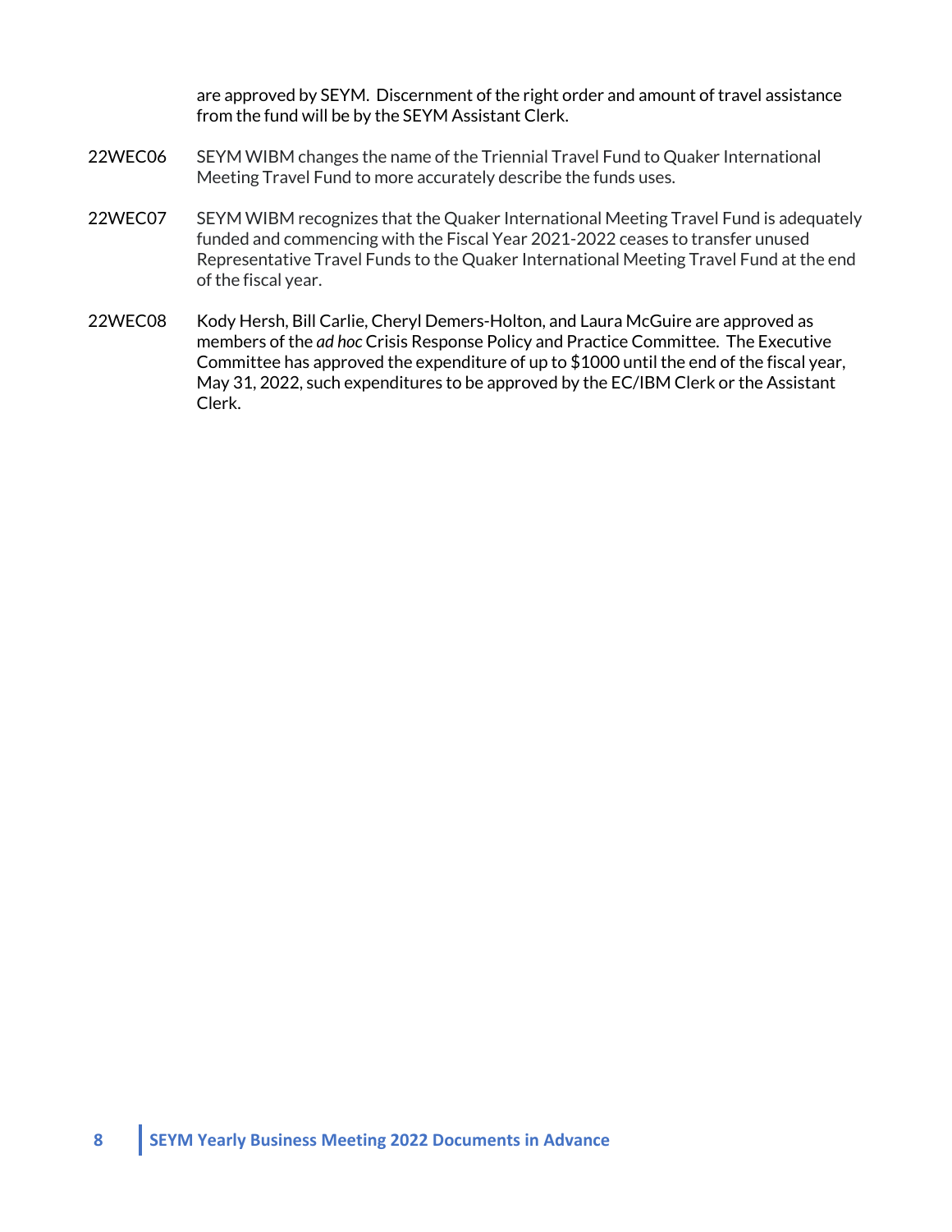are approved by SEYM. Discernment of the right order and amount of travel assistance from the fund will be by the SEYM Assistant Clerk.

22WEC06 SEYM WIBM changes the name of the Triennial Travel Fund to Quaker International Meeting Travel Fund to more accurately describe the funds uses.

22WEC07 SEYM WIBM recognizes that the Quaker International Meeting Travel Fund is adequately funded and commencing with the Fiscal Year 2021-2022 ceases to transfer unused Representative Travel Funds to the Quaker International Meeting Travel Fund at the end of the fiscal year.

22WEC08 Kody Hersh, Bill Carlie, Cheryl Demers-Holton, and Laura McGuire are approved as members of the *ad hoc* Crisis Response Policy and Practice Committee. The Executive Committee has approved the expenditure of up to $1000 until the end of the fiscal year, May 31, 2022, such expenditures to be approved by the EC/IBM Clerk or the Assistant Clerk.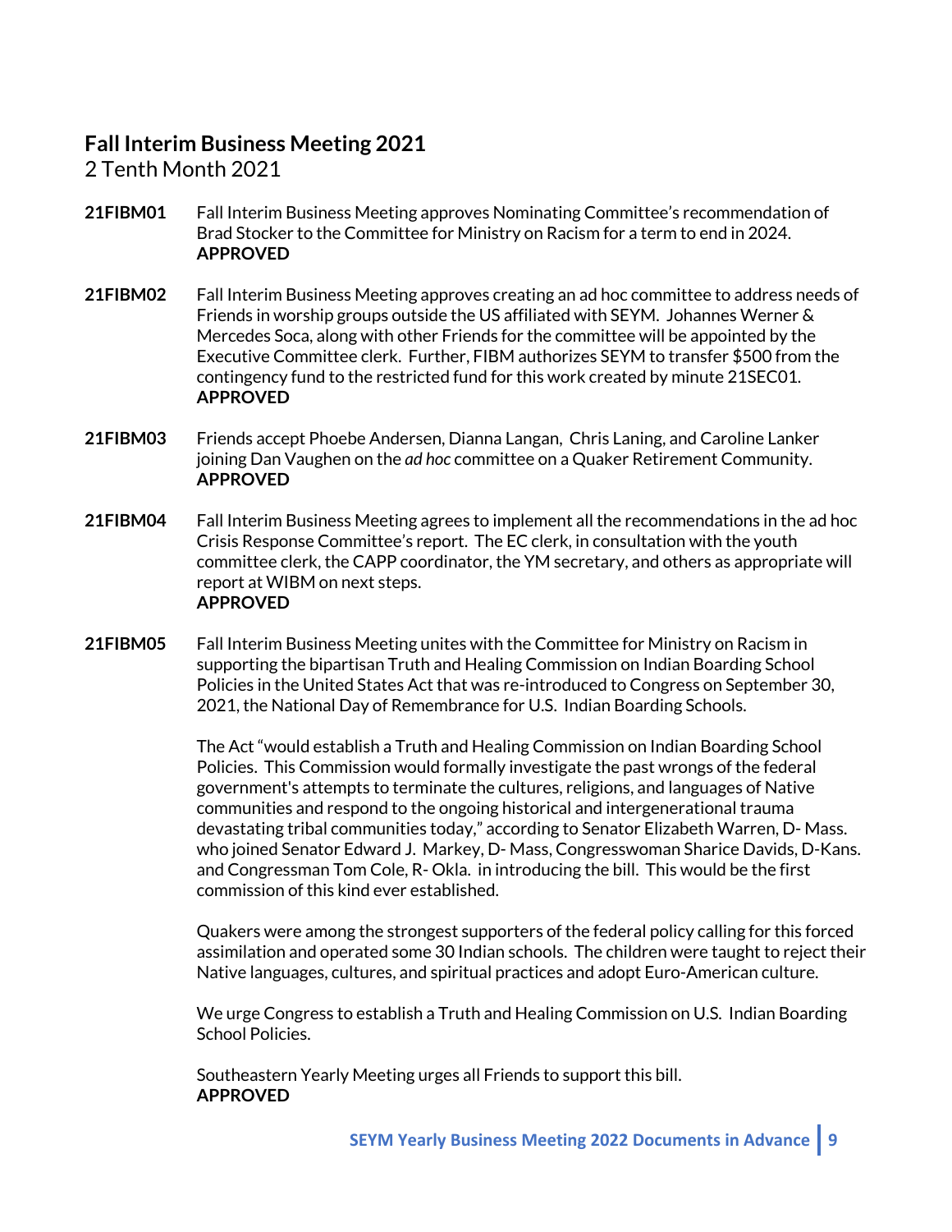## Fall Interim Business Meeting 2021

2 Tenth Month 2021

**21FIBM01** Fall Interim Business Meeting approves Nominating Committee's recommendation of Brad Stocker to the Committee for Ministry on Racism for a term to end in 2024.
**APPROVED**

**21FIBM02** Fall Interim Business Meeting approves creating an ad hoc committee to address needs of Friends in worship groups outside the US affiliated with SEYM. Johannes Werner & Mercedes Soca, along with other Friends for the committee will be appointed by the Executive Committee clerk. Further, FIBM authorizes SEYM to transfer $500 from the contingency fund to the restricted fund for this work created by minute 21SEC01.
**APPROVED**

**21FIBM03** Friends accept Phoebe Andersen, Dianna Langan, Chris Laning, and Caroline Lanker joining Dan Vaughen on the *ad hoc* committee on a Quaker Retirement Community.
**APPROVED**

**21FIBM04** Fall Interim Business Meeting agrees to implement all the recommendations in the ad hoc Crisis Response Committee's report. The EC clerk, in consultation with the youth committee clerk, the CAPP coordinator, the YM secretary, and others as appropriate will report at WIBM on next steps.
**APPROVED**

**21FIBM05** Fall Interim Business Meeting unites with the Committee for Ministry on Racism in supporting the bipartisan Truth and Healing Commission on Indian Boarding School Policies in the United States Act that was re-introduced to Congress on September 30, 2021, the National Day of Remembrance for U.S. Indian Boarding Schools.

The Act "would establish a Truth and Healing Commission on Indian Boarding School Policies. This Commission would formally investigate the past wrongs of the federal government's attempts to terminate the cultures, religions, and languages of Native communities and respond to the ongoing historical and intergenerational trauma devastating tribal communities today," according to Senator Elizabeth Warren, D- Mass. who joined Senator Edward J. Markey, D- Mass, Congresswoman Sharice Davids, D-Kans. and Congressman Tom Cole, R- Okla. in introducing the bill. This would be the first commission of this kind ever established.

Quakers were among the strongest supporters of the federal policy calling for this forced assimilation and operated some 30 Indian schools. The children were taught to reject their Native languages, cultures, and spiritual practices and adopt Euro-American culture.

We urge Congress to establish a Truth and Healing Commission on U.S. Indian Boarding School Policies.

Southeastern Yearly Meeting urges all Friends to support this bill.
**APPROVED**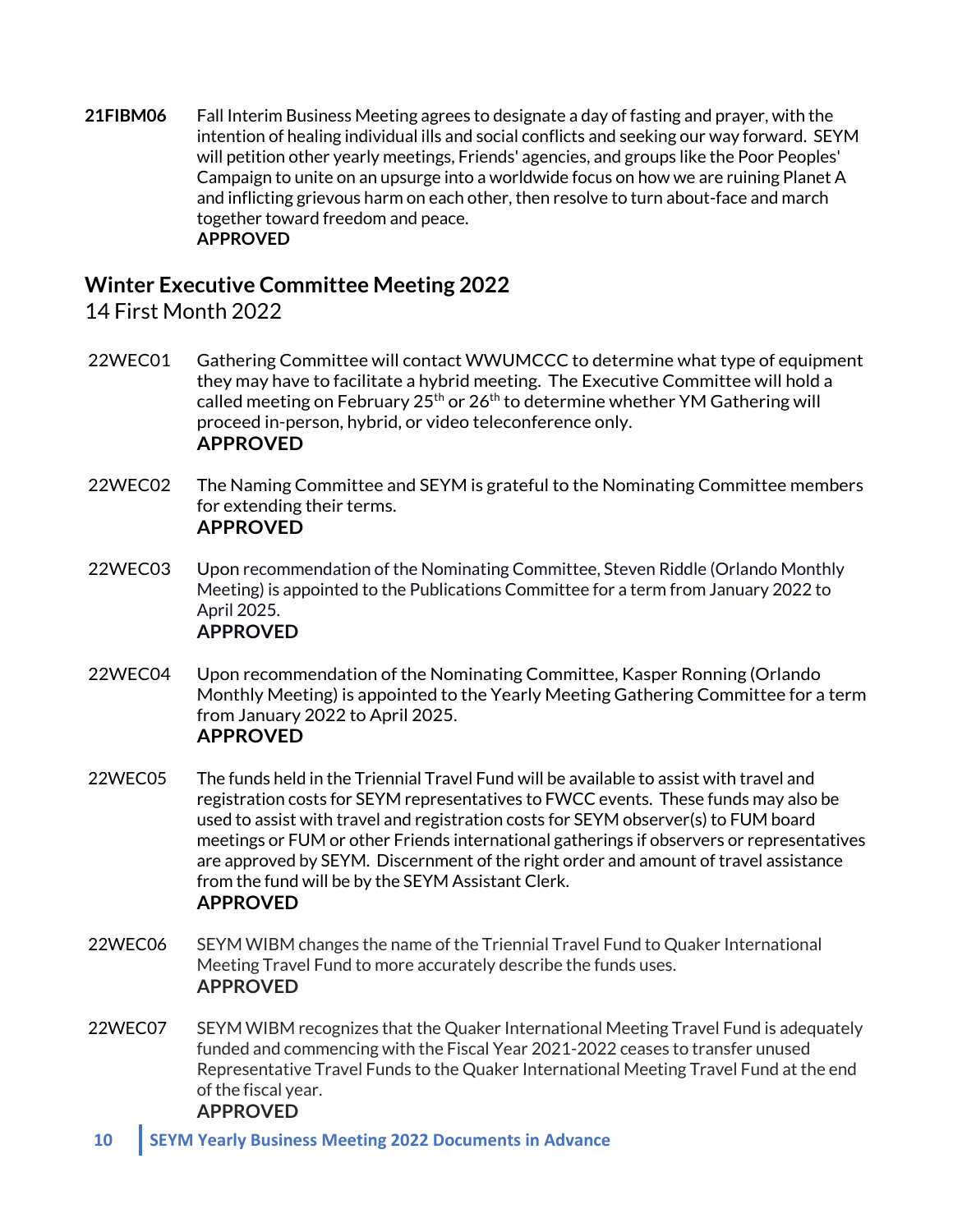**21FIBM06** Fall Interim Business Meeting agrees to designate a day of fasting and prayer, with the intention of healing individual ills and social conflicts and seeking our way forward. SEYM will petition other yearly meetings, Friends' agencies, and groups like the Poor Peoples' Campaign to unite on an upsurge into a worldwide focus on how we are ruining Planet A and inflicting grievous harm on each other, then resolve to turn about-face and march together toward freedom and peace.
**APPROVED**

## Winter Executive Committee Meeting 2022

14 First Month 2022

22WEC01 Gathering Committee will contact WWUMCCC to determine what type of equipment they may have to facilitate a hybrid meeting. The Executive Committee will hold a called meeting on February 25th or 26th to determine whether YM Gathering will proceed in-person, hybrid, or video teleconference only.
**APPROVED**

22WEC02 The Naming Committee and SEYM is grateful to the Nominating Committee members for extending their terms.
**APPROVED**

22WEC03 Upon recommendation of the Nominating Committee, Steven Riddle (Orlando Monthly Meeting) is appointed to the Publications Committee for a term from January 2022 to April 2025.
**APPROVED**

22WEC04 Upon recommendation of the Nominating Committee, Kasper Ronning (Orlando Monthly Meeting) is appointed to the Yearly Meeting Gathering Committee for a term from January 2022 to April 2025.
**APPROVED**

22WEC05 The funds held in the Triennial Travel Fund will be available to assist with travel and registration costs for SEYM representatives to FWCC events. These funds may also be used to assist with travel and registration costs for SEYM observer(s) to FUM board meetings or FUM or other Friends international gatherings if observers or representatives are approved by SEYM. Discernment of the right order and amount of travel assistance from the fund will be by the SEYM Assistant Clerk.
**APPROVED**

22WEC06 SEYM WIBM changes the name of the Triennial Travel Fund to Quaker International Meeting Travel Fund to more accurately describe the funds uses.
**APPROVED**

22WEC07 SEYM WIBM recognizes that the Quaker International Meeting Travel Fund is adequately funded and commencing with the Fiscal Year 2021-2022 ceases to transfer unused Representative Travel Funds to the Quaker International Meeting Travel Fund at the end of the fiscal year.
**APPROVED**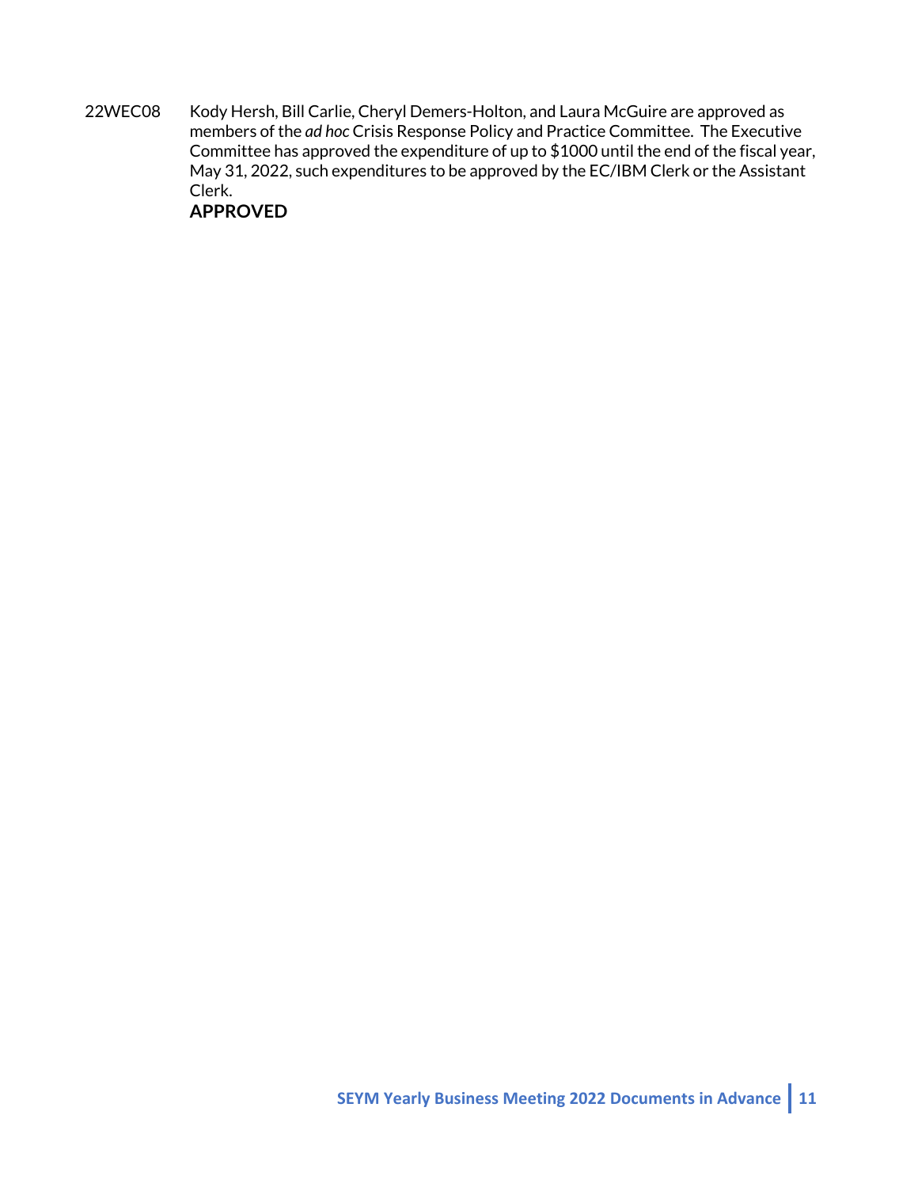22WEC08 Kody Hersh, Bill Carlie, Cheryl Demers-Holton, and Laura McGuire are approved as members of the *ad hoc* Crisis Response Policy and Practice Committee. The Executive Committee has approved the expenditure of up to $1000 until the end of the fiscal year, May 31, 2022, such expenditures to be approved by the EC/IBM Clerk or the Assistant Clerk.
**APPROVED**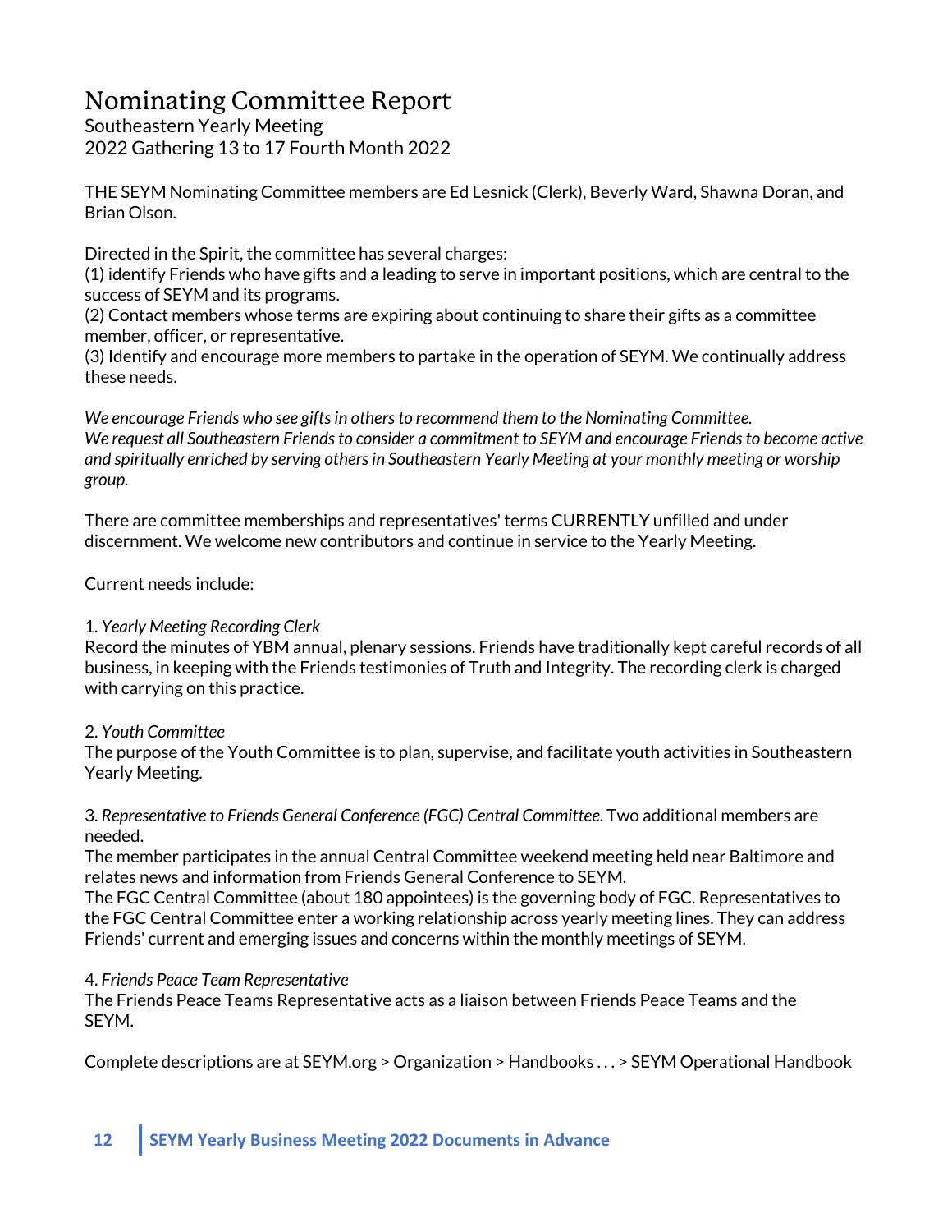# Nominating Committee Report

Southeastern Yearly Meeting
2022 Gathering 13 to 17 Fourth Month 2022

THE SEYM Nominating Committee members are Ed Lesnick (Clerk), Beverly Ward, Shawna Doran, and Brian Olson.

Directed in the Spirit, the committee has several charges:
(1) identify Friends who have gifts and a leading to serve in important positions, which are central to the success of SEYM and its programs.
(2) Contact members whose terms are expiring about continuing to share their gifts as a committee member, officer, or representative.
(3) Identify and encourage more members to partake in the operation of SEYM. We continually address these needs.

*We encourage Friends who see gifts in others to recommend them to the Nominating Committee. We request all Southeastern Friends to consider a commitment to SEYM and encourage Friends to become active and spiritually enriched by serving others in Southeastern Yearly Meeting at your monthly meeting or worship group.*

There are committee memberships and representatives' terms CURRENTLY unfilled and under discernment. We welcome new contributors and continue in service to the Yearly Meeting.

Current needs include:

1. *Yearly Meeting Recording Clerk*
Record the minutes of YBM annual, plenary sessions. Friends have traditionally kept careful records of all business, in keeping with the Friends testimonies of Truth and Integrity. The recording clerk is charged with carrying on this practice.

2. *Youth Committee*
The purpose of the Youth Committee is to plan, supervise, and facilitate youth activities in Southeastern Yearly Meeting.

3. *Representative to Friends General Conference (FGC) Central Committee.* Two additional members are needed.
The member participates in the annual Central Committee weekend meeting held near Baltimore and relates news and information from Friends General Conference to SEYM.
The FGC Central Committee (about 180 appointees) is the governing body of FGC. Representatives to the FGC Central Committee enter a working relationship across yearly meeting lines. They can address Friends' current and emerging issues and concerns within the monthly meetings of SEYM.

4. *Friends Peace Team Representative*
The Friends Peace Teams Representative acts as a liaison between Friends Peace Teams and the SEYM.

Complete descriptions are at SEYM.org > Organization > Handbooks . . . > SEYM Operational Handbook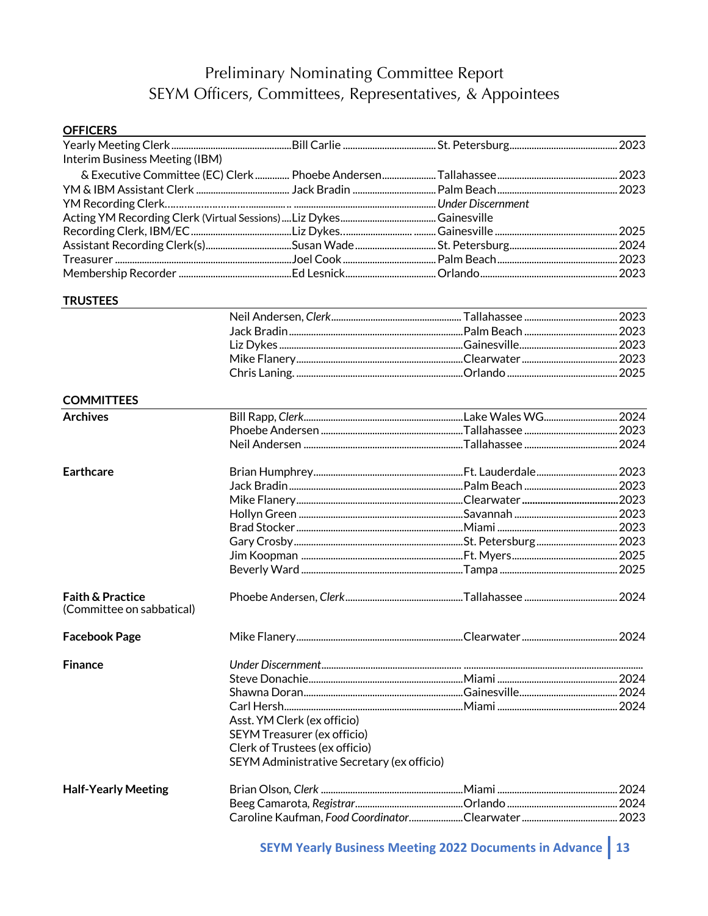# Preliminary Nominating Committee Report
## SEYM Officers, Committees, Representatives, & Appointees

### OFFICERS

| Position | Name | Location | Term |
|---|---|---|---|
| Yearly Meeting Clerk | Bill Carlie | St. Petersburg | 2023 |
| Interim Business Meeting (IBM) & Executive Committee (EC) Clerk | Phoebe Andersen | Tallahassee | 2023 |
| YM & IBM Assistant Clerk | Jack Bradin | Palm Beach | 2023 |
| YM Recording Clerk | | *Under Discernment* | |
| Acting YM Recording Clerk (Virtual Sessions) | Liz Dykes | Gainesville | |
| Recording Clerk, IBM/EC | Liz Dykes | Gainesville | 2025 |
| Assistant Recording Clerk(s) | Susan Wade | St. Petersburg | 2024 |
| Treasurer | Joel Cook | Palm Beach | 2023 |
| Membership Recorder | Ed Lesnick | Orlando | 2023 |

### TRUSTEES

| Name | Location | Term |
|---|---|---|
| Neil Andersen, *Clerk* | Tallahassee | 2023 |
| Jack Bradin | Palm Beach | 2023 |
| Liz Dykes | Gainesville | 2023 |
| Mike Flanery | Clearwater | 2023 |
| Chris Laning. | Orlando | 2025 |

### COMMITTEES

| Committee | Name | Location | Term |
|---|---|---|---|
| **Archives** | Bill Rapp, *Clerk* | Lake Wales WG | 2024 |
| | Phoebe Andersen | Tallahassee | 2023 |
| | Neil Andersen | Tallahassee | 2024 |
| **Earthcare** | Brian Humphrey | Ft. Lauderdale | 2023 |
| | Jack Bradin | Palm Beach | 2023 |
| | Mike Flanery | Clearwater | 2023 |
| | Hollyn Green | Savannah | 2023 |
| | Brad Stocker | Miami | 2023 |
| | Gary Crosby | St. Petersburg | 2023 |
| | Jim Koopman | Ft. Myers | 2025 |
| | Beverly Ward | Tampa | 2025 |
| **Faith & Practice** (Committee on sabbatical) | Phoebe Andersen, *Clerk* | Tallahassee | 2024 |
| **Facebook Page** | Mike Flanery | Clearwater | 2024 |
| **Finance** | *Under Discernment* | | |
| | Steve Donachie | Miami | 2024 |
| | Shawna Doran | Gainesville | 2024 |
| | Carl Hersh | Miami | 2024 |
| | Asst. YM Clerk (ex officio) | | |
| | SEYM Treasurer (ex officio) | | |
| | Clerk of Trustees (ex officio) | | |
| | SEYM Administrative Secretary (ex officio) | | |
| **Half-Yearly Meeting** | Brian Olson, *Clerk* | Miami | 2024 |
| | Beeg Camarota, *Registrar* | Orlando | 2024 |
| | Caroline Kaufman, *Food Coordinator* | Clearwater | 2023 |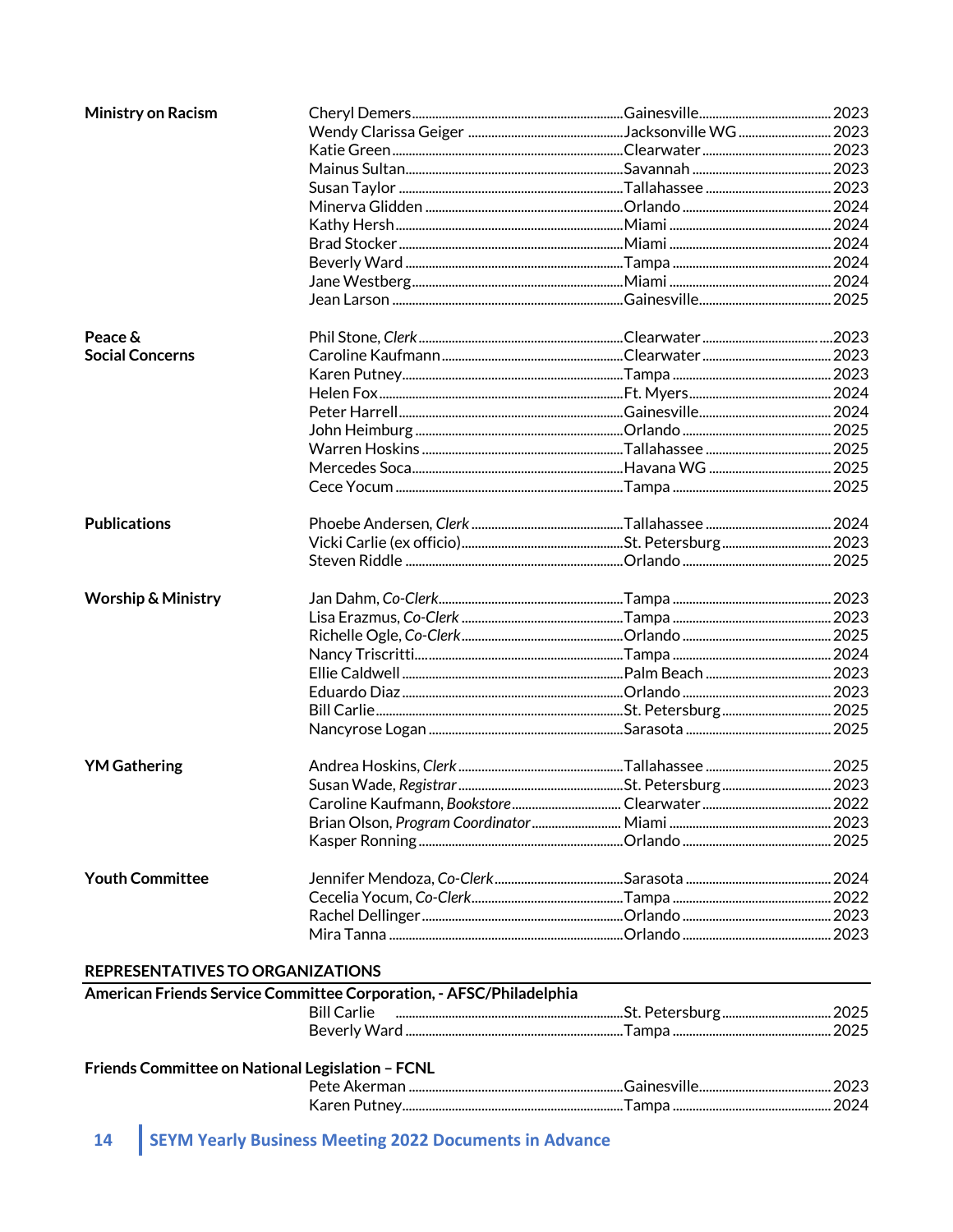| Committee | Name | Meeting | Term |
|---|---|---|---|
| **Ministry on Racism** | Cheryl Demers | Gainesville | 2023 |
| | Wendy Clarissa Geiger | Jacksonville WG | 2023 |
| | Katie Green | Clearwater | 2023 |
| | Mainus Sultan | Savannah | 2023 |
| | Susan Taylor | Tallahassee | 2023 |
| | Minerva Glidden | Orlando | 2024 |
| | Kathy Hersh | Miami | 2024 |
| | Brad Stocker | Miami | 2024 |
| | Beverly Ward | Tampa | 2024 |
| | Jane Westberg | Miami | 2024 |
| | Jean Larson | Gainesville | 2025 |
| **Peace & Social Concerns** | Phil Stone, *Clerk* | Clearwater | 2023 |
| | Caroline Kaufmann | Clearwater | 2023 |
| | Karen Putney | Tampa | 2023 |
| | Helen Fox | Ft. Myers | 2024 |
| | Peter Harrell | Gainesville | 2024 |
| | John Heimburg | Orlando | 2025 |
| | Warren Hoskins | Tallahassee | 2025 |
| | Mercedes Soca | Havana WG | 2025 |
| | Cece Yocum | Tampa | 2025 |
| **Publications** | Phoebe Andersen, *Clerk* | Tallahassee | 2024 |
| | Vicki Carlie (ex officio) | St. Petersburg | 2023 |
| | Steven Riddle | Orlando | 2025 |
| **Worship & Ministry** | Jan Dahm, *Co-Clerk* | Tampa | 2023 |
| | Lisa Erazmus, *Co-Clerk* | Tampa | 2023 |
| | Richelle Ogle, *Co-Clerk* | Orlando | 2025 |
| | Nancy Triscritti | Tampa | 2024 |
| | Ellie Caldwell | Palm Beach | 2023 |
| | Eduardo Diaz | Orlando | 2023 |
| | Bill Carlie | St. Petersburg | 2025 |
| | Nancyrose Logan | Sarasota | 2025 |
| **YM Gathering** | Andrea Hoskins, *Clerk* | Tallahassee | 2025 |
| | Susan Wade, *Registrar* | St. Petersburg | 2023 |
| | Caroline Kaufmann, *Bookstore* | Clearwater | 2022 |
| | Brian Olson, *Program Coordinator* | Miami | 2023 |
| | Kasper Ronning | Orlando | 2025 |
| **Youth Committee** | Jennifer Mendoza, *Co-Clerk* | Sarasota | 2024 |
| | Cecelia Yocum, *Co-Clerk* | Tampa | 2022 |
| | Rachel Dellinger | Orlando | 2023 |
| | Mira Tanna | Orlando | 2023 |

## REPRESENTATIVES TO ORGANIZATIONS

**American Friends Service Committee Corporation, - AFSC/Philadelphia**

| Name | Meeting | Term |
|---|---|---|
| Bill Carlie | St. Petersburg | 2025 |
| Beverly Ward | Tampa | 2025 |

**Friends Committee on National Legislation – FCNL**

| Name | Meeting | Term |
|---|---|---|
| Pete Akerman | Gainesville | 2023 |
| Karen Putney | Tampa | 2024 |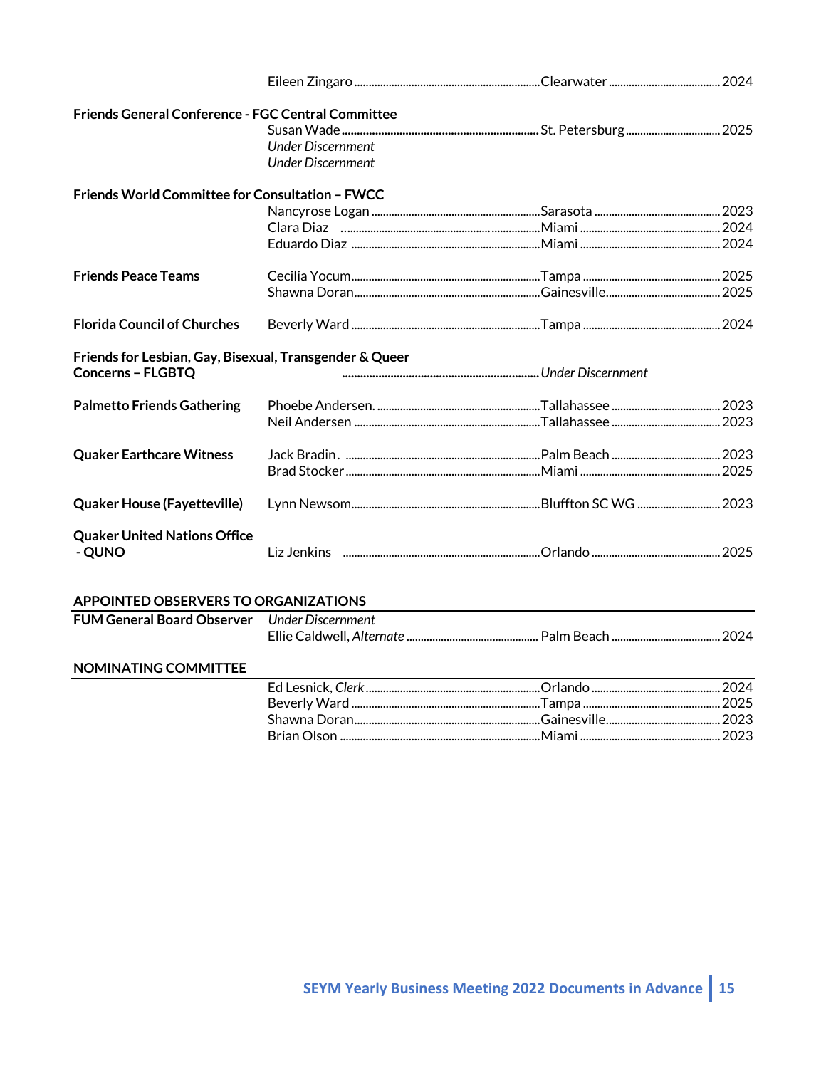| | Name | Location | Term |
|---|---|---|---|
| | Eileen Zingaro | Clearwater | 2024 |
| **Friends General Conference - FGC Central Committee** | | | |
| | Susan Wade | St. Petersburg | 2025 |
| | *Under Discernment* | | |
| | *Under Discernment* | | |
| **Friends World Committee for Consultation – FWCC** | | | |
| | Nancyrose Logan | Sarasota | 2023 |
| | Clara Diaz | Miami | 2024 |
| | Eduardo Diaz | Miami | 2024 |
| **Friends Peace Teams** | Cecilia Yocum | Tampa | 2025 |
| | Shawna Doran | Gainesville | 2025 |
| **Florida Council of Churches** | Beverly Ward | Tampa | 2024 |
| **Friends for Lesbian, Gay, Bisexual, Transgender & Queer Concerns – FLGBTQ** | | *Under Discernment* | |
| **Palmetto Friends Gathering** | Phoebe Andersen. | Tallahassee | 2023 |
| | Neil Andersen | Tallahassee | 2023 |
| **Quaker Earthcare Witness** | Jack Bradin. | Palm Beach | 2023 |
| | Brad Stocker | Miami | 2025 |
| **Quaker House (Fayetteville)** | Lynn Newsom | Bluffton SC WG | 2023 |
| **Quaker United Nations Office - QUNO** | Liz Jenkins | Orlando | 2025 |

## APPOINTED OBSERVERS TO ORGANIZATIONS

| | Name | Location | Term |
|---|---|---|---|
| **FUM General Board Observer** | *Under Discernment* | | |
| | Ellie Caldwell, *Alternate* | Palm Beach | 2024 |

## NOMINATING COMMITTEE

| Name | Location | Term |
|---|---|---|
| Ed Lesnick, *Clerk* | Orlando | 2024 |
| Beverly Ward | Tampa | 2025 |
| Shawna Doran | Gainesville | 2023 |
| Brian Olson | Miami | 2023 |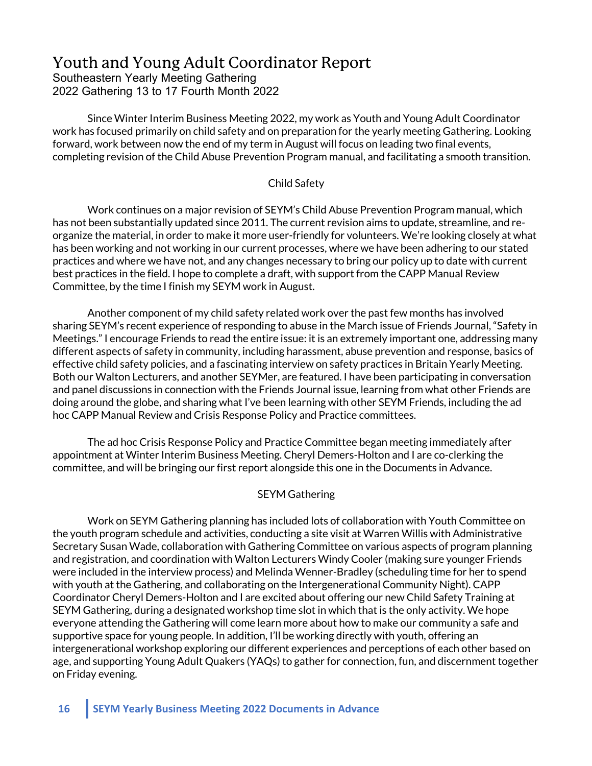# Youth and Young Adult Coordinator Report

Southeastern Yearly Meeting Gathering
2022 Gathering 13 to 17 Fourth Month 2022

Since Winter Interim Business Meeting 2022, my work as Youth and Young Adult Coordinator work has focused primarily on child safety and on preparation for the yearly meeting Gathering. Looking forward, work between now the end of my term in August will focus on leading two final events, completing revision of the Child Abuse Prevention Program manual, and facilitating a smooth transition.

## Child Safety

Work continues on a major revision of SEYM's Child Abuse Prevention Program manual, which has not been substantially updated since 2011. The current revision aims to update, streamline, and re-organize the material, in order to make it more user-friendly for volunteers. We're looking closely at what has been working and not working in our current processes, where we have been adhering to our stated practices and where we have not, and any changes necessary to bring our policy up to date with current best practices in the field. I hope to complete a draft, with support from the CAPP Manual Review Committee, by the time I finish my SEYM work in August.

Another component of my child safety related work over the past few months has involved sharing SEYM's recent experience of responding to abuse in the March issue of Friends Journal, "Safety in Meetings." I encourage Friends to read the entire issue: it is an extremely important one, addressing many different aspects of safety in community, including harassment, abuse prevention and response, basics of effective child safety policies, and a fascinating interview on safety practices in Britain Yearly Meeting. Both our Walton Lecturers, and another SEYMer, are featured. I have been participating in conversation and panel discussions in connection with the Friends Journal issue, learning from what other Friends are doing around the globe, and sharing what I've been learning with other SEYM Friends, including the ad hoc CAPP Manual Review and Crisis Response Policy and Practice committees.

The ad hoc Crisis Response Policy and Practice Committee began meeting immediately after appointment at Winter Interim Business Meeting. Cheryl Demers-Holton and I are co-clerking the committee, and will be bringing our first report alongside this one in the Documents in Advance.

## SEYM Gathering

Work on SEYM Gathering planning has included lots of collaboration with Youth Committee on the youth program schedule and activities, conducting a site visit at Warren Willis with Administrative Secretary Susan Wade, collaboration with Gathering Committee on various aspects of program planning and registration, and coordination with Walton Lecturers Windy Cooler (making sure younger Friends were included in the interview process) and Melinda Wenner-Bradley (scheduling time for her to spend with youth at the Gathering, and collaborating on the Intergenerational Community Night). CAPP Coordinator Cheryl Demers-Holton and I are excited about offering our new Child Safety Training at SEYM Gathering, during a designated workshop time slot in which that is the only activity. We hope everyone attending the Gathering will come learn more about how to make our community a safe and supportive space for young people. In addition, I'll be working directly with youth, offering an intergenerational workshop exploring our different experiences and perceptions of each other based on age, and supporting Young Adult Quakers (YAQs) to gather for connection, fun, and discernment together on Friday evening.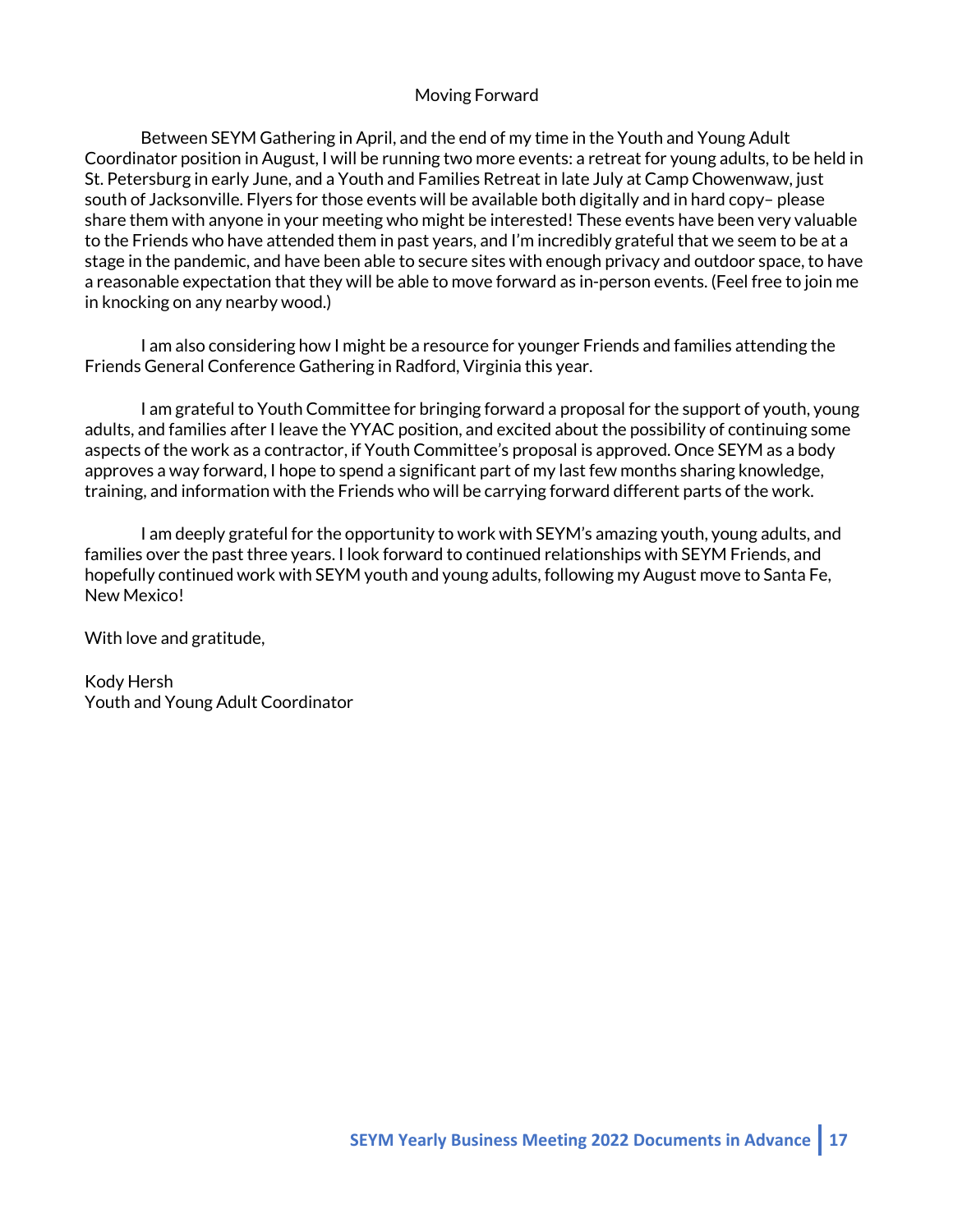## Moving Forward

Between SEYM Gathering in April, and the end of my time in the Youth and Young Adult Coordinator position in August, I will be running two more events: a retreat for young adults, to be held in St. Petersburg in early June, and a Youth and Families Retreat in late July at Camp Chowenwaw, just south of Jacksonville. Flyers for those events will be available both digitally and in hard copy– please share them with anyone in your meeting who might be interested! These events have been very valuable to the Friends who have attended them in past years, and I'm incredibly grateful that we seem to be at a stage in the pandemic, and have been able to secure sites with enough privacy and outdoor space, to have a reasonable expectation that they will be able to move forward as in-person events. (Feel free to join me in knocking on any nearby wood.)

I am also considering how I might be a resource for younger Friends and families attending the Friends General Conference Gathering in Radford, Virginia this year.

I am grateful to Youth Committee for bringing forward a proposal for the support of youth, young adults, and families after I leave the YYAC position, and excited about the possibility of continuing some aspects of the work as a contractor, if Youth Committee's proposal is approved. Once SEYM as a body approves a way forward, I hope to spend a significant part of my last few months sharing knowledge, training, and information with the Friends who will be carrying forward different parts of the work.

I am deeply grateful for the opportunity to work with SEYM's amazing youth, young adults, and families over the past three years. I look forward to continued relationships with SEYM Friends, and hopefully continued work with SEYM youth and young adults, following my August move to Santa Fe, New Mexico!

With love and gratitude,

Kody Hersh
Youth and Young Adult Coordinator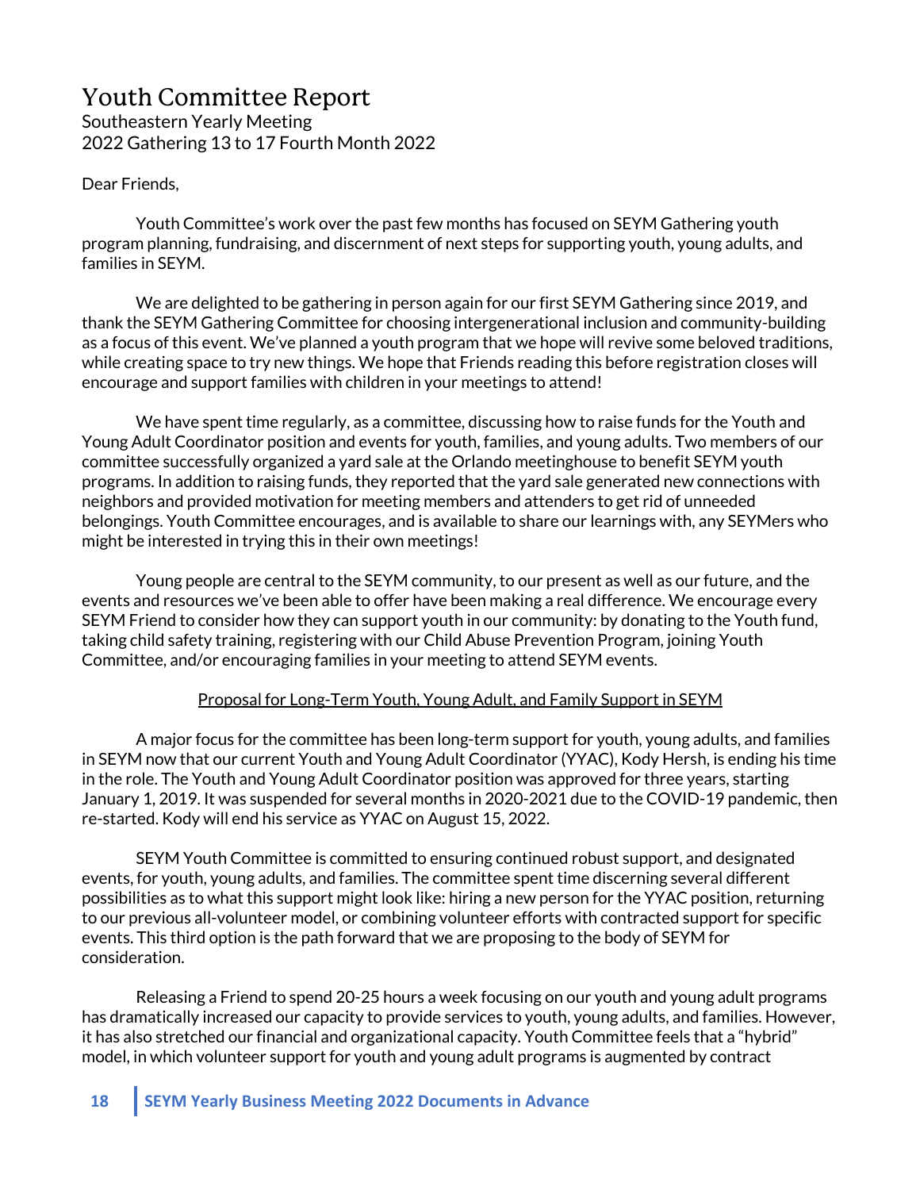# Youth Committee Report

Southeastern Yearly Meeting
2022 Gathering 13 to 17 Fourth Month 2022

Dear Friends,

Youth Committee's work over the past few months has focused on SEYM Gathering youth program planning, fundraising, and discernment of next steps for supporting youth, young adults, and families in SEYM.

We are delighted to be gathering in person again for our first SEYM Gathering since 2019, and thank the SEYM Gathering Committee for choosing intergenerational inclusion and community-building as a focus of this event. We've planned a youth program that we hope will revive some beloved traditions, while creating space to try new things. We hope that Friends reading this before registration closes will encourage and support families with children in your meetings to attend!

We have spent time regularly, as a committee, discussing how to raise funds for the Youth and Young Adult Coordinator position and events for youth, families, and young adults. Two members of our committee successfully organized a yard sale at the Orlando meetinghouse to benefit SEYM youth programs. In addition to raising funds, they reported that the yard sale generated new connections with neighbors and provided motivation for meeting members and attenders to get rid of unneeded belongings. Youth Committee encourages, and is available to share our learnings with, any SEYMers who might be interested in trying this in their own meetings!

Young people are central to the SEYM community, to our present as well as our future, and the events and resources we've been able to offer have been making a real difference. We encourage every SEYM Friend to consider how they can support youth in our community: by donating to the Youth fund, taking child safety training, registering with our Child Abuse Prevention Program, joining Youth Committee, and/or encouraging families in your meeting to attend SEYM events.

<u>Proposal for Long-Term Youth, Young Adult, and Family Support in SEYM</u>

A major focus for the committee has been long-term support for youth, young adults, and families in SEYM now that our current Youth and Young Adult Coordinator (YYAC), Kody Hersh, is ending his time in the role. The Youth and Young Adult Coordinator position was approved for three years, starting January 1, 2019. It was suspended for several months in 2020-2021 due to the COVID-19 pandemic, then re-started. Kody will end his service as YYAC on August 15, 2022.

SEYM Youth Committee is committed to ensuring continued robust support, and designated events, for youth, young adults, and families. The committee spent time discerning several different possibilities as to what this support might look like: hiring a new person for the YYAC position, returning to our previous all-volunteer model, or combining volunteer efforts with contracted support for specific events. This third option is the path forward that we are proposing to the body of SEYM for consideration.

Releasing a Friend to spend 20-25 hours a week focusing on our youth and young adult programs has dramatically increased our capacity to provide services to youth, young adults, and families. However, it has also stretched our financial and organizational capacity. Youth Committee feels that a "hybrid" model, in which volunteer support for youth and young adult programs is augmented by contract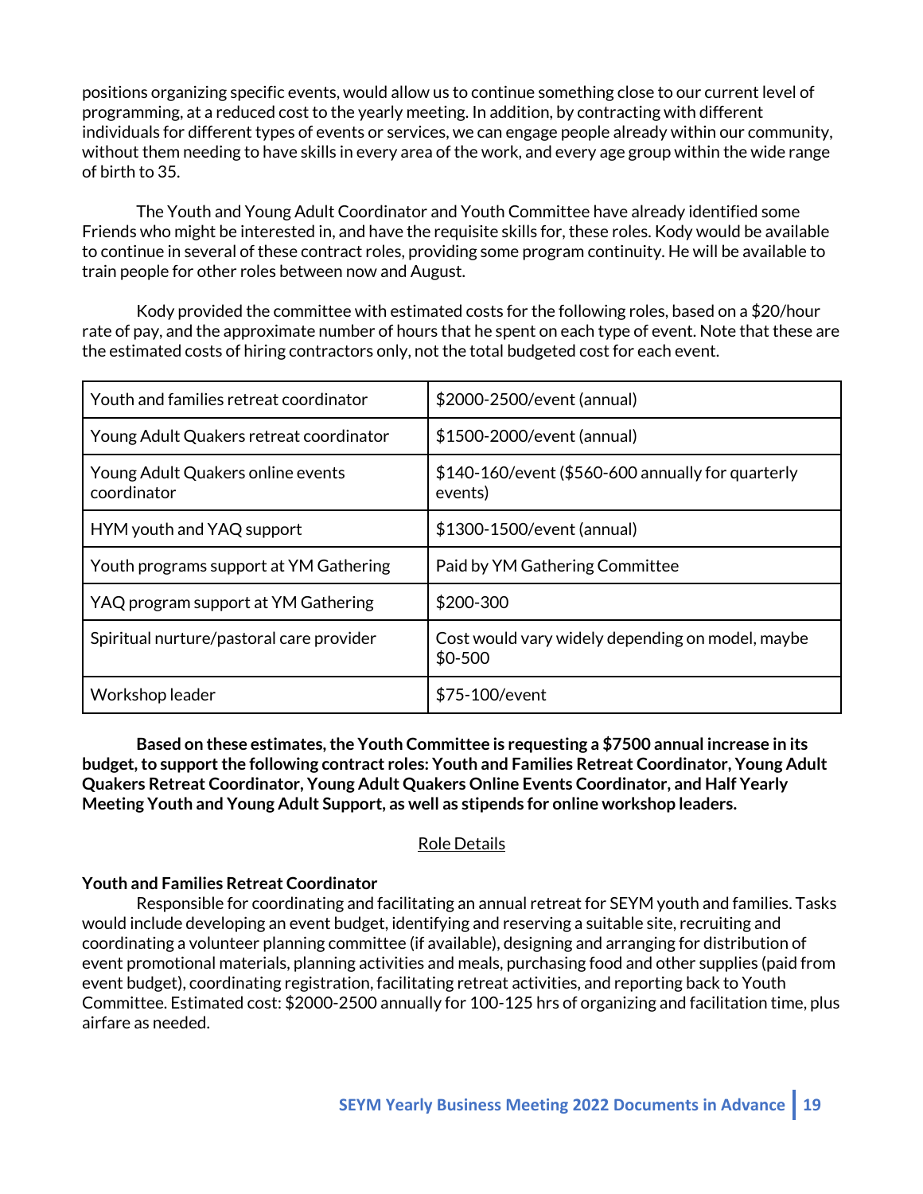positions organizing specific events, would allow us to continue something close to our current level of programming, at a reduced cost to the yearly meeting. In addition, by contracting with different individuals for different types of events or services, we can engage people already within our community, without them needing to have skills in every area of the work, and every age group within the wide range of birth to 35.

The Youth and Young Adult Coordinator and Youth Committee have already identified some Friends who might be interested in, and have the requisite skills for, these roles. Kody would be available to continue in several of these contract roles, providing some program continuity. He will be available to train people for other roles between now and August.

Kody provided the committee with estimated costs for the following roles, based on a $20/hour rate of pay, and the approximate number of hours that he spent on each type of event. Note that these are the estimated costs of hiring contractors only, not the total budgeted cost for each event.

| | |
|---|---|
| Youth and families retreat coordinator | $2000-2500/event (annual) |
| Young Adult Quakers retreat coordinator | $1500-2000/event (annual) |
| Young Adult Quakers online events coordinator | $140-160/event ($560-600 annually for quarterly events) |
| HYM youth and YAQ support | $1300-1500/event (annual) |
| Youth programs support at YM Gathering | Paid by YM Gathering Committee |
| YAQ program support at YM Gathering | $200-300 |
| Spiritual nurture/pastoral care provider | Cost would vary widely depending on model, maybe $0-500 |
| Workshop leader | $75-100/event |

**Based on these estimates, the Youth Committee is requesting a $7500 annual increase in its budget, to support the following contract roles: Youth and Families Retreat Coordinator, Young Adult Quakers Retreat Coordinator, Young Adult Quakers Online Events Coordinator, and Half Yearly Meeting Youth and Young Adult Support, as well as stipends for online workshop leaders.**

<u>Role Details</u>

**Youth and Families Retreat Coordinator**

Responsible for coordinating and facilitating an annual retreat for SEYM youth and families. Tasks would include developing an event budget, identifying and reserving a suitable site, recruiting and coordinating a volunteer planning committee (if available), designing and arranging for distribution of event promotional materials, planning activities and meals, purchasing food and other supplies (paid from event budget), coordinating registration, facilitating retreat activities, and reporting back to Youth Committee. Estimated cost: $2000-2500 annually for 100-125 hrs of organizing and facilitation time, plus airfare as needed.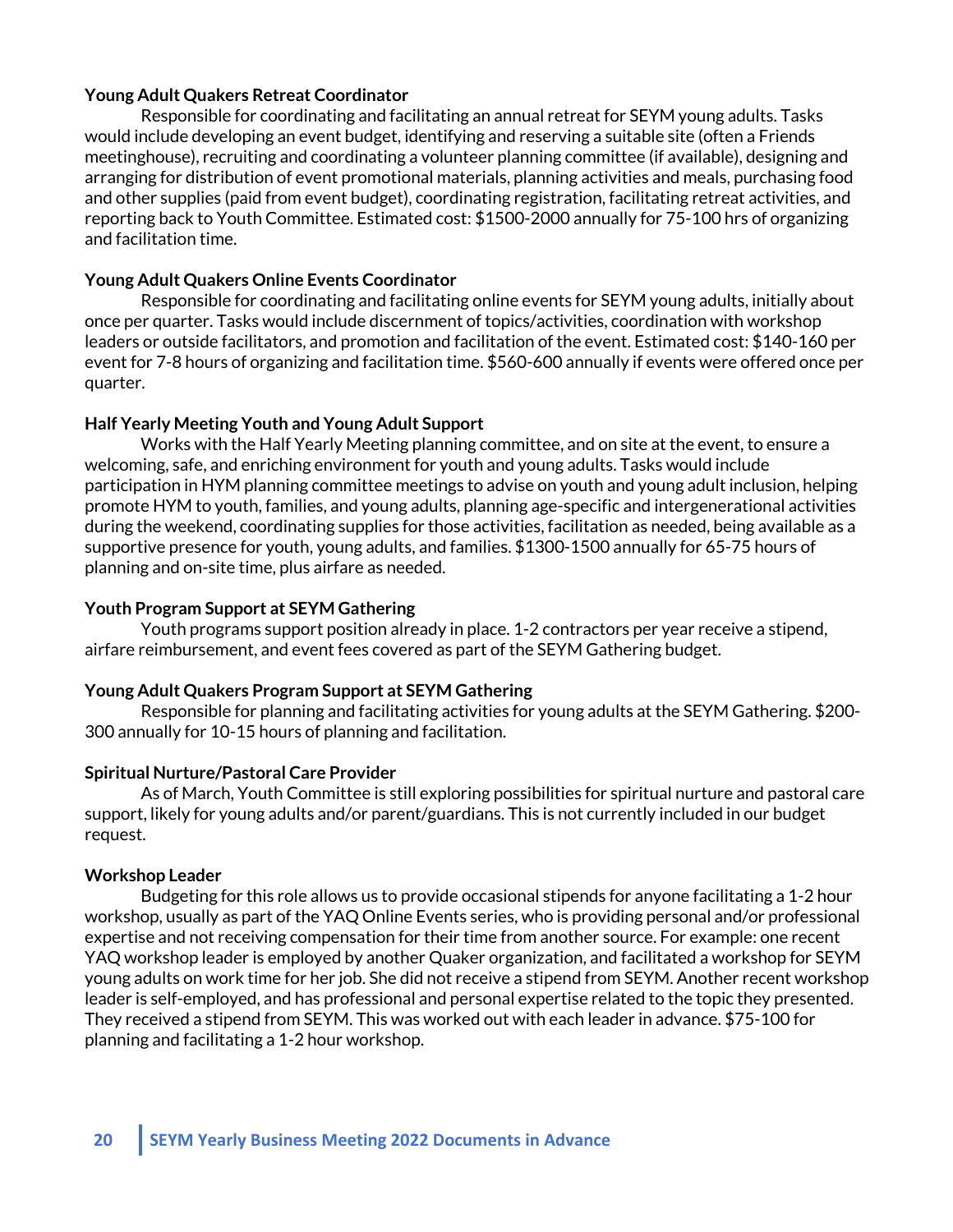**Young Adult Quakers Retreat Coordinator**

Responsible for coordinating and facilitating an annual retreat for SEYM young adults. Tasks would include developing an event budget, identifying and reserving a suitable site (often a Friends meetinghouse), recruiting and coordinating a volunteer planning committee (if available), designing and arranging for distribution of event promotional materials, planning activities and meals, purchasing food and other supplies (paid from event budget), coordinating registration, facilitating retreat activities, and reporting back to Youth Committee. Estimated cost: $1500-2000 annually for 75-100 hrs of organizing and facilitation time.

**Young Adult Quakers Online Events Coordinator**

Responsible for coordinating and facilitating online events for SEYM young adults, initially about once per quarter. Tasks would include discernment of topics/activities, coordination with workshop leaders or outside facilitators, and promotion and facilitation of the event. Estimated cost: $140-160 per event for 7-8 hours of organizing and facilitation time. $560-600 annually if events were offered once per quarter.

**Half Yearly Meeting Youth and Young Adult Support**

Works with the Half Yearly Meeting planning committee, and on site at the event, to ensure a welcoming, safe, and enriching environment for youth and young adults. Tasks would include participation in HYM planning committee meetings to advise on youth and young adult inclusion, helping promote HYM to youth, families, and young adults, planning age-specific and intergenerational activities during the weekend, coordinating supplies for those activities, facilitation as needed, being available as a supportive presence for youth, young adults, and families. $1300-1500 annually for 65-75 hours of planning and on-site time, plus airfare as needed.

**Youth Program Support at SEYM Gathering**

Youth programs support position already in place. 1-2 contractors per year receive a stipend, airfare reimbursement, and event fees covered as part of the SEYM Gathering budget.

**Young Adult Quakers Program Support at SEYM Gathering**

Responsible for planning and facilitating activities for young adults at the SEYM Gathering. $200-300 annually for 10-15 hours of planning and facilitation.

**Spiritual Nurture/Pastoral Care Provider**

As of March, Youth Committee is still exploring possibilities for spiritual nurture and pastoral care support, likely for young adults and/or parent/guardians. This is not currently included in our budget request.

**Workshop Leader**

Budgeting for this role allows us to provide occasional stipends for anyone facilitating a 1-2 hour workshop, usually as part of the YAQ Online Events series, who is providing personal and/or professional expertise and not receiving compensation for their time from another source. For example: one recent YAQ workshop leader is employed by another Quaker organization, and facilitated a workshop for SEYM young adults on work time for her job. She did not receive a stipend from SEYM. Another recent workshop leader is self-employed, and has professional and personal expertise related to the topic they presented. They received a stipend from SEYM. This was worked out with each leader in advance. $75-100 for planning and facilitating a 1-2 hour workshop.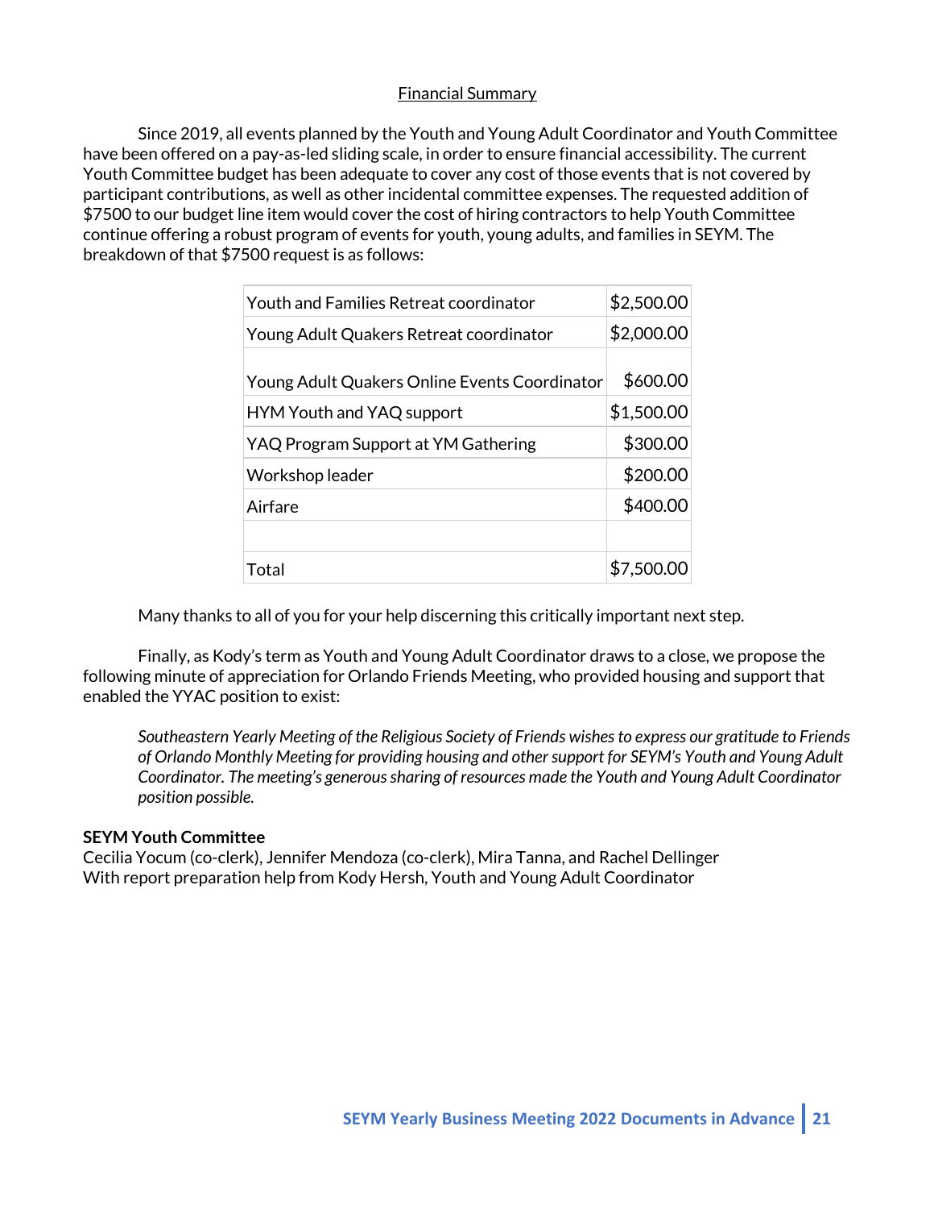## Financial Summary

Since 2019, all events planned by the Youth and Young Adult Coordinator and Youth Committee have been offered on a pay-as-led sliding scale, in order to ensure financial accessibility. The current Youth Committee budget has been adequate to cover any cost of those events that is not covered by participant contributions, as well as other incidental committee expenses. The requested addition of $7500 to our budget line item would cover the cost of hiring contractors to help Youth Committee continue offering a robust program of events for youth, young adults, and families in SEYM. The breakdown of that $7500 request is as follows:

| | |
|---|---|
| Youth and Families Retreat coordinator | $2,500.00 |
| Young Adult Quakers Retreat coordinator | $2,000.00 |
| Young Adult Quakers Online Events Coordinator | $600.00 |
| HYM Youth and YAQ support | $1,500.00 |
| YAQ Program Support at YM Gathering | $300.00 |
| Workshop leader | $200.00 |
| Airfare | $400.00 |
| | |
| Total | $7,500.00 |

Many thanks to all of you for your help discerning this critically important next step.

Finally, as Kody's term as Youth and Young Adult Coordinator draws to a close, we propose the following minute of appreciation for Orlando Friends Meeting, who provided housing and support that enabled the YYAC position to exist:

*Southeastern Yearly Meeting of the Religious Society of Friends wishes to express our gratitude to Friends of Orlando Monthly Meeting for providing housing and other support for SEYM's Youth and Young Adult Coordinator. The meeting's generous sharing of resources made the Youth and Young Adult Coordinator position possible.*

**SEYM Youth Committee**
Cecilia Yocum (co-clerk), Jennifer Mendoza (co-clerk), Mira Tanna, and Rachel Dellinger
With report preparation help from Kody Hersh, Youth and Young Adult Coordinator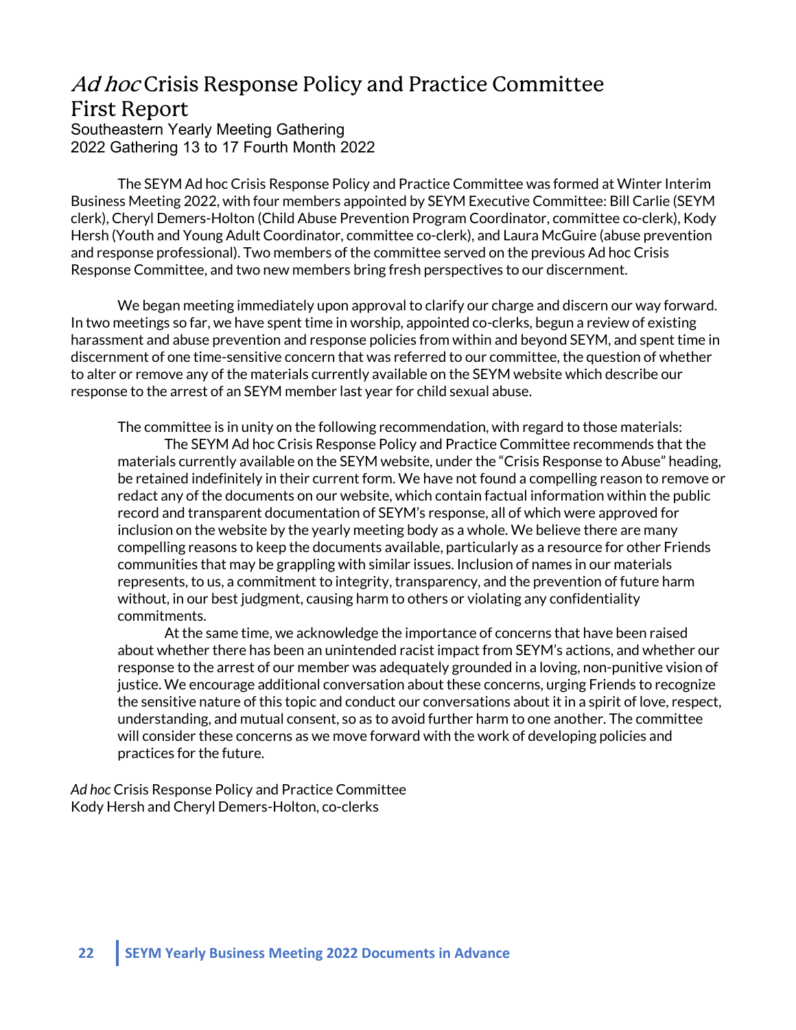# *Ad hoc* Crisis Response Policy and Practice Committee First Report

Southeastern Yearly Meeting Gathering
2022 Gathering 13 to 17 Fourth Month 2022

The SEYM Ad hoc Crisis Response Policy and Practice Committee was formed at Winter Interim Business Meeting 2022, with four members appointed by SEYM Executive Committee: Bill Carlie (SEYM clerk), Cheryl Demers-Holton (Child Abuse Prevention Program Coordinator, committee co-clerk), Kody Hersh (Youth and Young Adult Coordinator, committee co-clerk), and Laura McGuire (abuse prevention and response professional). Two members of the committee served on the previous Ad hoc Crisis Response Committee, and two new members bring fresh perspectives to our discernment.

We began meeting immediately upon approval to clarify our charge and discern our way forward. In two meetings so far, we have spent time in worship, appointed co-clerks, begun a review of existing harassment and abuse prevention and response policies from within and beyond SEYM, and spent time in discernment of one time-sensitive concern that was referred to our committee, the question of whether to alter or remove any of the materials currently available on the SEYM website which describe our response to the arrest of an SEYM member last year for child sexual abuse.

The committee is in unity on the following recommendation, with regard to those materials:

> The SEYM Ad hoc Crisis Response Policy and Practice Committee recommends that the materials currently available on the SEYM website, under the "Crisis Response to Abuse" heading, be retained indefinitely in their current form. We have not found a compelling reason to remove or redact any of the documents on our website, which contain factual information within the public record and transparent documentation of SEYM's response, all of which were approved for inclusion on the website by the yearly meeting body as a whole. We believe there are many compelling reasons to keep the documents available, particularly as a resource for other Friends communities that may be grappling with similar issues. Inclusion of names in our materials represents, to us, a commitment to integrity, transparency, and the prevention of future harm without, in our best judgment, causing harm to others or violating any confidentiality commitments.
>
> At the same time, we acknowledge the importance of concerns that have been raised about whether there has been an unintended racist impact from SEYM's actions, and whether our response to the arrest of our member was adequately grounded in a loving, non-punitive vision of justice. We encourage additional conversation about these concerns, urging Friends to recognize the sensitive nature of this topic and conduct our conversations about it in a spirit of love, respect, understanding, and mutual consent, so as to avoid further harm to one another. The committee will consider these concerns as we move forward with the work of developing policies and practices for the future.

*Ad hoc* Crisis Response Policy and Practice Committee
Kody Hersh and Cheryl Demers-Holton, co-clerks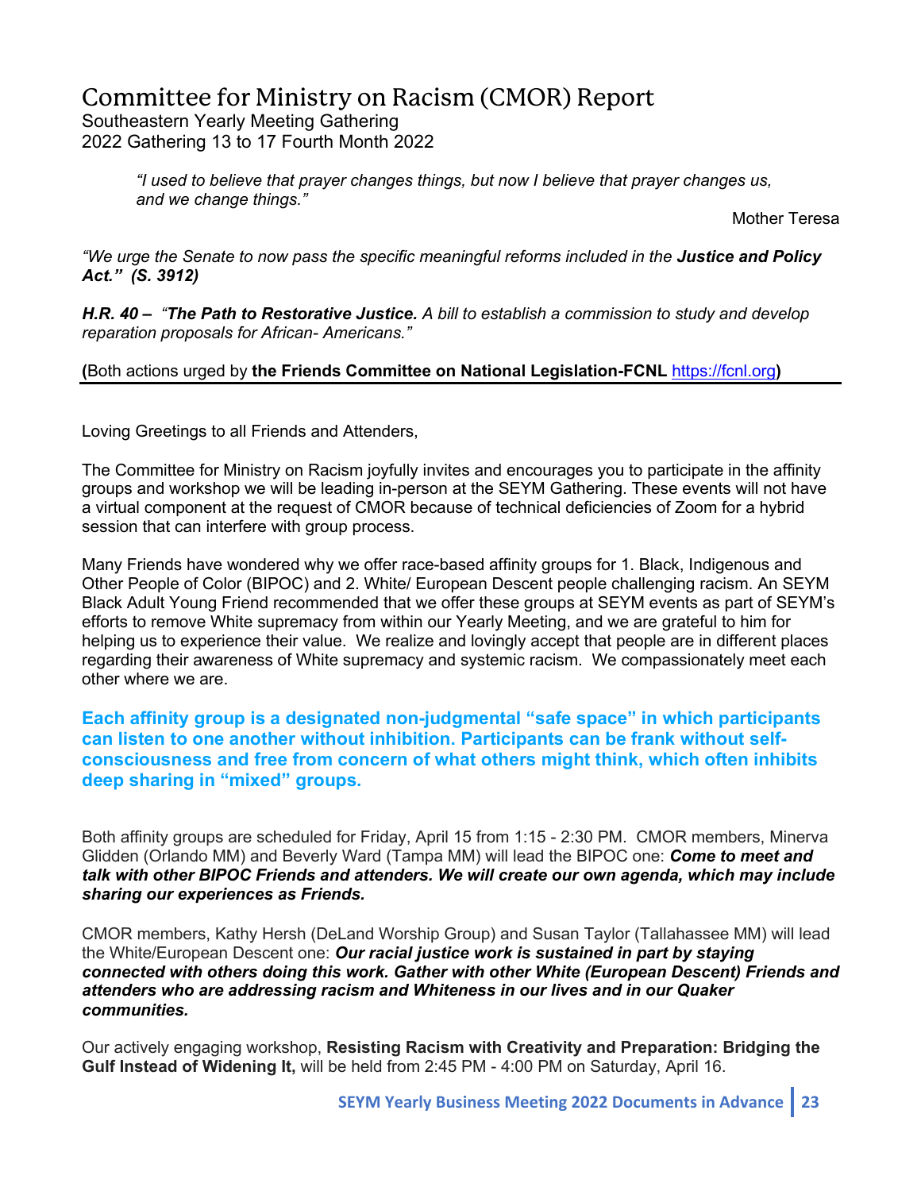# Committee for Ministry on Racism (CMOR) Report

Southeastern Yearly Meeting Gathering
2022 Gathering 13 to 17 Fourth Month 2022

> *"I used to believe that prayer changes things, but now I believe that prayer changes us, and we change things."*
>
> Mother Teresa

*"We urge the Senate to now pass the specific meaningful reforms included in the* ***Justice and Policy Act." (S. 3912)***

***H.R. 40 –*** *"**The Path to Restorative Justice.** A bill to establish a commission to study and develop reparation proposals for African- Americans."*

**(**Both actions urged by **the Friends Committee on National Legislation-FCNL** https://fcnl.org**)**

---

Loving Greetings to all Friends and Attenders,

The Committee for Ministry on Racism joyfully invites and encourages you to participate in the affinity groups and workshop we will be leading in-person at the SEYM Gathering. These events will not have a virtual component at the request of CMOR because of technical deficiencies of Zoom for a hybrid session that can interfere with group process.

Many Friends have wondered why we offer race-based affinity groups for 1. Black, Indigenous and Other People of Color (BIPOC) and 2. White/ European Descent people challenging racism. An SEYM Black Adult Young Friend recommended that we offer these groups at SEYM events as part of SEYM's efforts to remove White supremacy from within our Yearly Meeting, and we are grateful to him for helping us to experience their value. We realize and lovingly accept that people are in different places regarding their awareness of White supremacy and systemic racism. We compassionately meet each other where we are.

**Each affinity group is a designated non-judgmental "safe space" in which participants can listen to one another without inhibition. Participants can be frank without self-consciousness and free from concern of what others might think, which often inhibits deep sharing in "mixed" groups.**

Both affinity groups are scheduled for Friday, April 15 from 1:15 - 2:30 PM. CMOR members, Minerva Glidden (Orlando MM) and Beverly Ward (Tampa MM) will lead the BIPOC one: ***Come to meet and talk with other BIPOC Friends and attenders. We will create our own agenda, which may include sharing our experiences as Friends.***

CMOR members, Kathy Hersh (DeLand Worship Group) and Susan Taylor (Tallahassee MM) will lead the White/European Descent one: ***Our racial justice work is sustained in part by staying connected with others doing this work. Gather with other White (European Descent) Friends and attenders who are addressing racism and Whiteness in our lives and in our Quaker communities.***

Our actively engaging workshop, **Resisting Racism with Creativity and Preparation: Bridging the Gulf Instead of Widening It,** will be held from 2:45 PM - 4:00 PM on Saturday, April 16.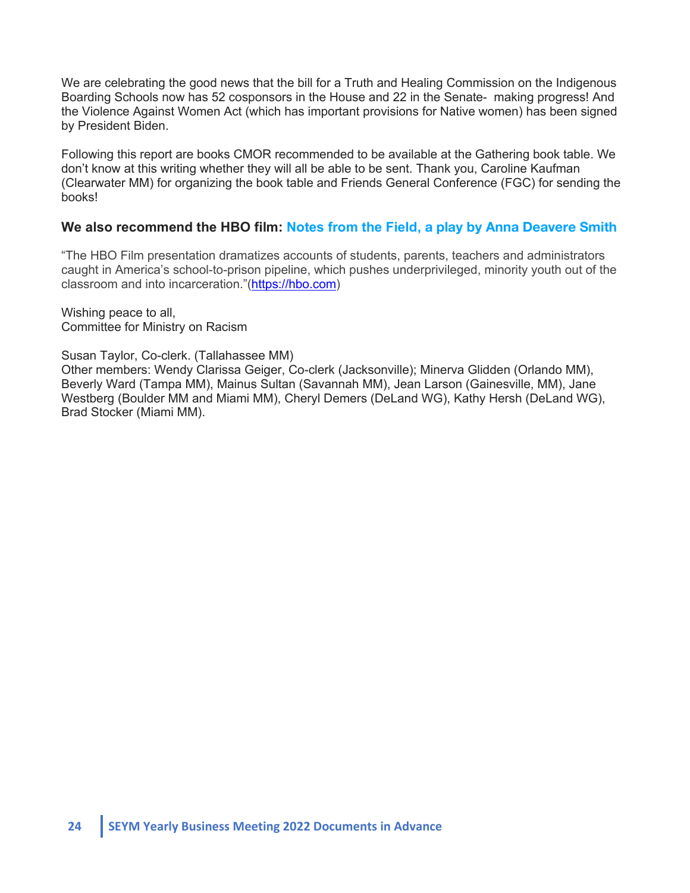We are celebrating the good news that the bill for a Truth and Healing Commission on the Indigenous Boarding Schools now has 52 cosponsors in the House and 22 in the Senate- making progress! And the Violence Against Women Act (which has important provisions for Native women) has been signed by President Biden.

Following this report are books CMOR recommended to be available at the Gathering book table. We don't know at this writing whether they will all be able to be sent. Thank you, Caroline Kaufman (Clearwater MM) for organizing the book table and Friends General Conference (FGC) for sending the books!

### We also recommend the HBO film: Notes from the Field, a play by Anna Deavere Smith

"The HBO Film presentation dramatizes accounts of students, parents, teachers and administrators caught in America's school-to-prison pipeline, which pushes underprivileged, minority youth out of the classroom and into incarceration."(https://hbo.com)

Wishing peace to all,
Committee for Ministry on Racism

Susan Taylor, Co-clerk. (Tallahassee MM)
Other members: Wendy Clarissa Geiger, Co-clerk (Jacksonville); Minerva Glidden (Orlando MM), Beverly Ward (Tampa MM), Mainus Sultan (Savannah MM), Jean Larson (Gainesville, MM), Jane Westberg (Boulder MM and Miami MM), Cheryl Demers (DeLand WG), Kathy Hersh (DeLand WG), Brad Stocker (Miami MM).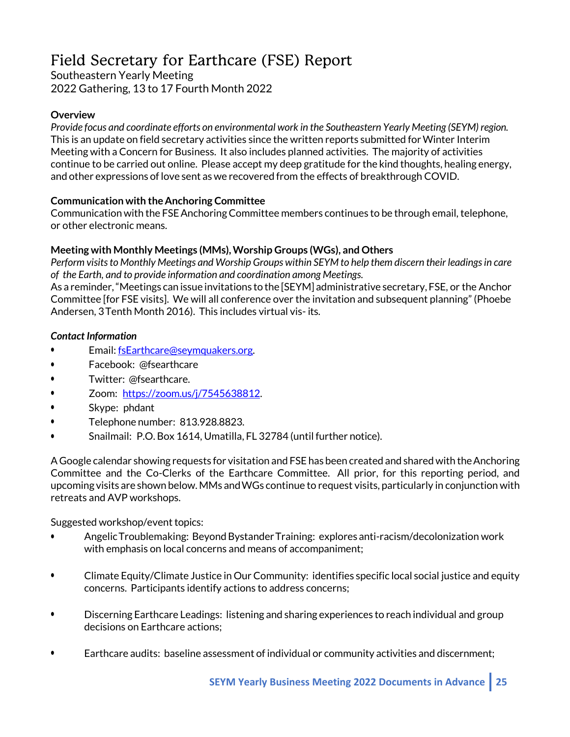# Field Secretary for Earthcare (FSE) Report

Southeastern Yearly Meeting
2022 Gathering, 13 to 17 Fourth Month 2022

**Overview**

*Provide focus and coordinate efforts on environmental work in the Southeastern Yearly Meeting (SEYM) region.* This is an update on field secretary activities since the written reports submitted for Winter Interim Meeting with a Concern for Business. It also includes planned activities. The majority of activities continue to be carried out online. Please accept my deep gratitude for the kind thoughts, healing energy, and other expressions of love sent as we recovered from the effects of breakthrough COVID.

**Communication with the Anchoring Committee**

Communication with the FSE Anchoring Committee members continues to be through email, telephone, or other electronic means.

**Meeting with Monthly Meetings (MMs), Worship Groups (WGs), and Others**

*Perform visits to Monthly Meetings and Worship Groups within SEYM to help them discern their leadings in care of the Earth, and to provide information and coordination among Meetings.*
As a reminder, "Meetings can issue invitations to the [SEYM] administrative secretary, FSE, or the Anchor Committee [for FSE visits]. We will all conference over the invitation and subsequent planning" (Phoebe Andersen, 3 Tenth Month 2016). This includes virtual vis- its.

***Contact Information***

- Email: fsEarthcare@seymquakers.org.
- Facebook: @fsearthcare
- Twitter: @fsearthcare.
- Zoom: https://zoom.us/j/7545638812.
- Skype: phdant
- Telephone number: 813.928.8823.
- Snailmail: P.O. Box 1614, Umatilla, FL 32784 (until further notice).

A Google calendar showing requests for visitation and FSE has been created and shared with the Anchoring Committee and the Co-Clerks of the Earthcare Committee. All prior, for this reporting period, and upcoming visits are shown below. MMs and WGs continue to request visits, particularly in conjunction with retreats and AVP workshops.

Suggested workshop/event topics:

- Angelic Troublemaking: Beyond Bystander Training: explores anti-racism/decolonization work with emphasis on local concerns and means of accompaniment;
- Climate Equity/Climate Justice in Our Community: identifies specific local social justice and equity concerns. Participants identify actions to address concerns;
- Discerning Earthcare Leadings: listening and sharing experiences to reach individual and group decisions on Earthcare actions;
- Earthcare audits: baseline assessment of individual or community activities and discernment;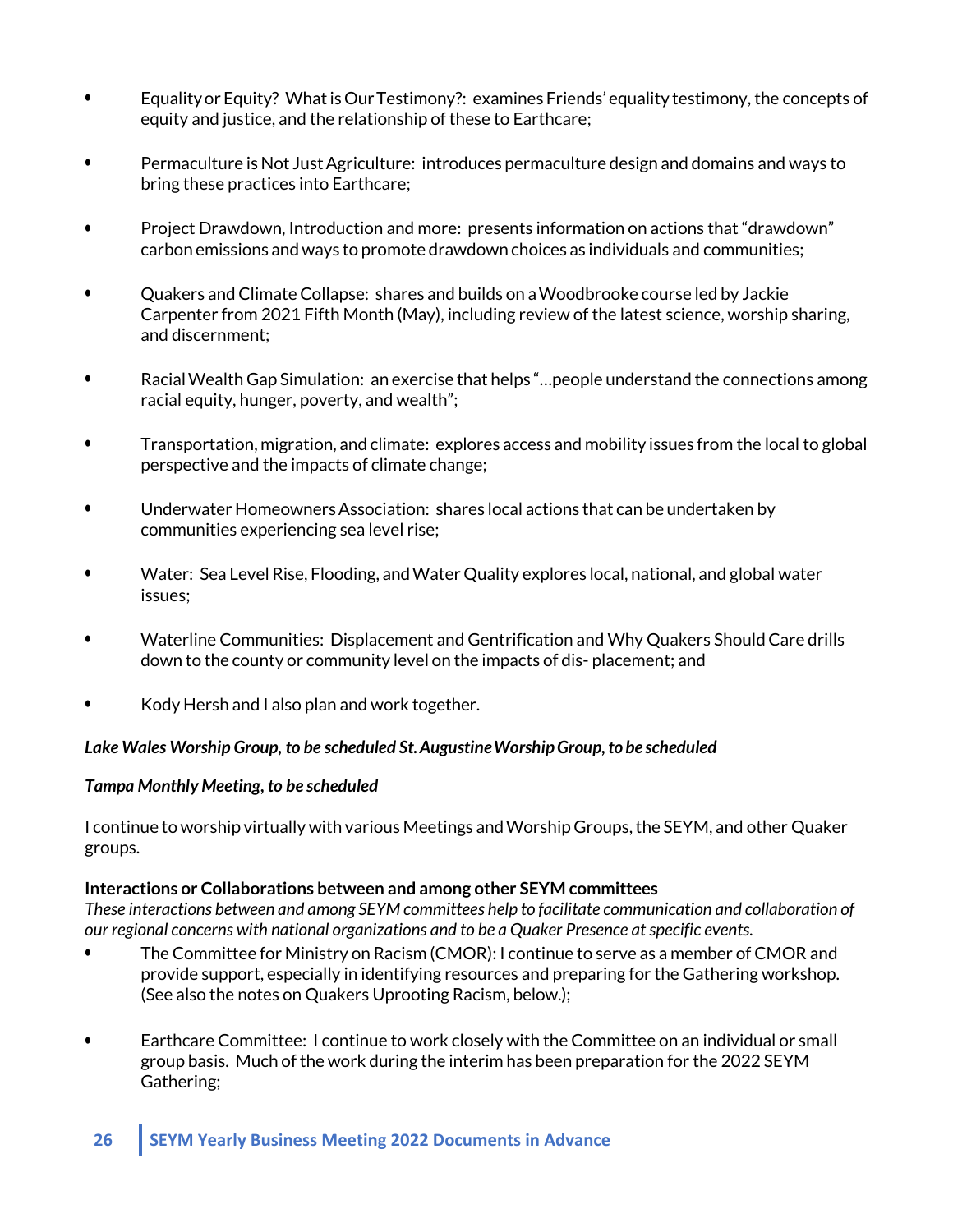- Equality or Equity? What is Our Testimony?: examines Friends' equality testimony, the concepts of equity and justice, and the relationship of these to Earthcare;

- Permaculture is Not Just Agriculture: introduces permaculture design and domains and ways to bring these practices into Earthcare;

- Project Drawdown, Introduction and more: presents information on actions that "drawdown" carbon emissions and ways to promote drawdown choices as individuals and communities;

- Quakers and Climate Collapse: shares and builds on a Woodbrooke course led by Jackie Carpenter from 2021 Fifth Month (May), including review of the latest science, worship sharing, and discernment;

- Racial Wealth Gap Simulation: an exercise that helps "...people understand the connections among racial equity, hunger, poverty, and wealth";

- Transportation, migration, and climate: explores access and mobility issues from the local to global perspective and the impacts of climate change;

- Underwater Homeowners Association: shares local actions that can be undertaken by communities experiencing sea level rise;

- Water: Sea Level Rise, Flooding, and Water Quality explores local, national, and global water issues;

- Waterline Communities: Displacement and Gentrification and Why Quakers Should Care drills down to the county or community level on the impacts of dis- placement; and

- Kody Hersh and I also plan and work together.

***Lake Wales Worship Group, to be scheduled St. Augustine Worship Group, to be scheduled***

***Tampa Monthly Meeting, to be scheduled***

I continue to worship virtually with various Meetings and Worship Groups, the SEYM, and other Quaker groups.

**Interactions or Collaborations between and among other SEYM committees**

*These interactions between and among SEYM committees help to facilitate communication and collaboration of our regional concerns with national organizations and to be a Quaker Presence at specific events.*

- The Committee for Ministry on Racism (CMOR): I continue to serve as a member of CMOR and provide support, especially in identifying resources and preparing for the Gathering workshop. (See also the notes on Quakers Uprooting Racism, below.);

- Earthcare Committee: I continue to work closely with the Committee on an individual or small group basis. Much of the work during the interim has been preparation for the 2022 SEYM Gathering;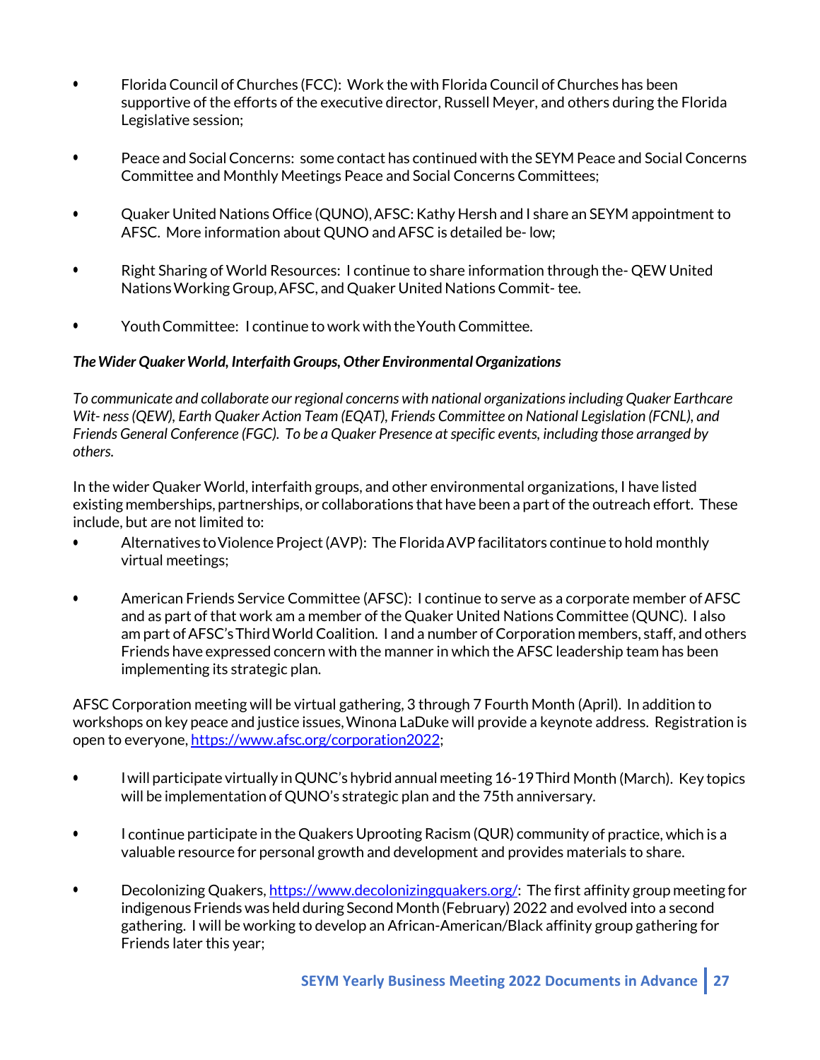- Florida Council of Churches (FCC): Work the with Florida Council of Churches has been supportive of the efforts of the executive director, Russell Meyer, and others during the Florida Legislative session;

- Peace and Social Concerns: some contact has continued with the SEYM Peace and Social Concerns Committee and Monthly Meetings Peace and Social Concerns Committees;

- Quaker United Nations Office (QUNO), AFSC: Kathy Hersh and I share an SEYM appointment to AFSC. More information about QUNO and AFSC is detailed be- low;

- Right Sharing of World Resources: I continue to share information through the- QEW United Nations Working Group, AFSC, and Quaker United Nations Commit- tee.

- Youth Committee: I continue to work with the Youth Committee.

***The Wider Quaker World, Interfaith Groups, Other Environmental Organizations***

*To communicate and collaborate our regional concerns with national organizations including Quaker Earthcare Wit- ness (QEW), Earth Quaker Action Team (EQAT), Friends Committee on National Legislation (FCNL), and Friends General Conference (FGC). To be a Quaker Presence at specific events, including those arranged by others.*

In the wider Quaker World, interfaith groups, and other environmental organizations, I have listed existing memberships, partnerships, or collaborations that have been a part of the outreach effort. These include, but are not limited to:

- Alternatives to Violence Project (AVP): The Florida AVP facilitators continue to hold monthly virtual meetings;

- American Friends Service Committee (AFSC): I continue to serve as a corporate member of AFSC and as part of that work am a member of the Quaker United Nations Committee (QUNC). I also am part of AFSC's Third World Coalition. I and a number of Corporation members, staff, and others Friends have expressed concern with the manner in which the AFSC leadership team has been implementing its strategic plan.

AFSC Corporation meeting will be virtual gathering, 3 through 7 Fourth Month (April). In addition to workshops on key peace and justice issues, Winona LaDuke will provide a keynote address. Registration is open to everyone, https://www.afsc.org/corporation2022;

- I will participate virtually in QUNC's hybrid annual meeting 16-19 Third Month (March). Key topics will be implementation of QUNO's strategic plan and the 75th anniversary.

- I continue participate in the Quakers Uprooting Racism (QUR) community of practice, which is a valuable resource for personal growth and development and provides materials to share.

- Decolonizing Quakers, https://www.decolonizingquakers.org/: The first affinity group meeting for indigenous Friends was held during Second Month (February) 2022 and evolved into a second gathering. I will be working to develop an African-American/Black affinity group gathering for Friends later this year;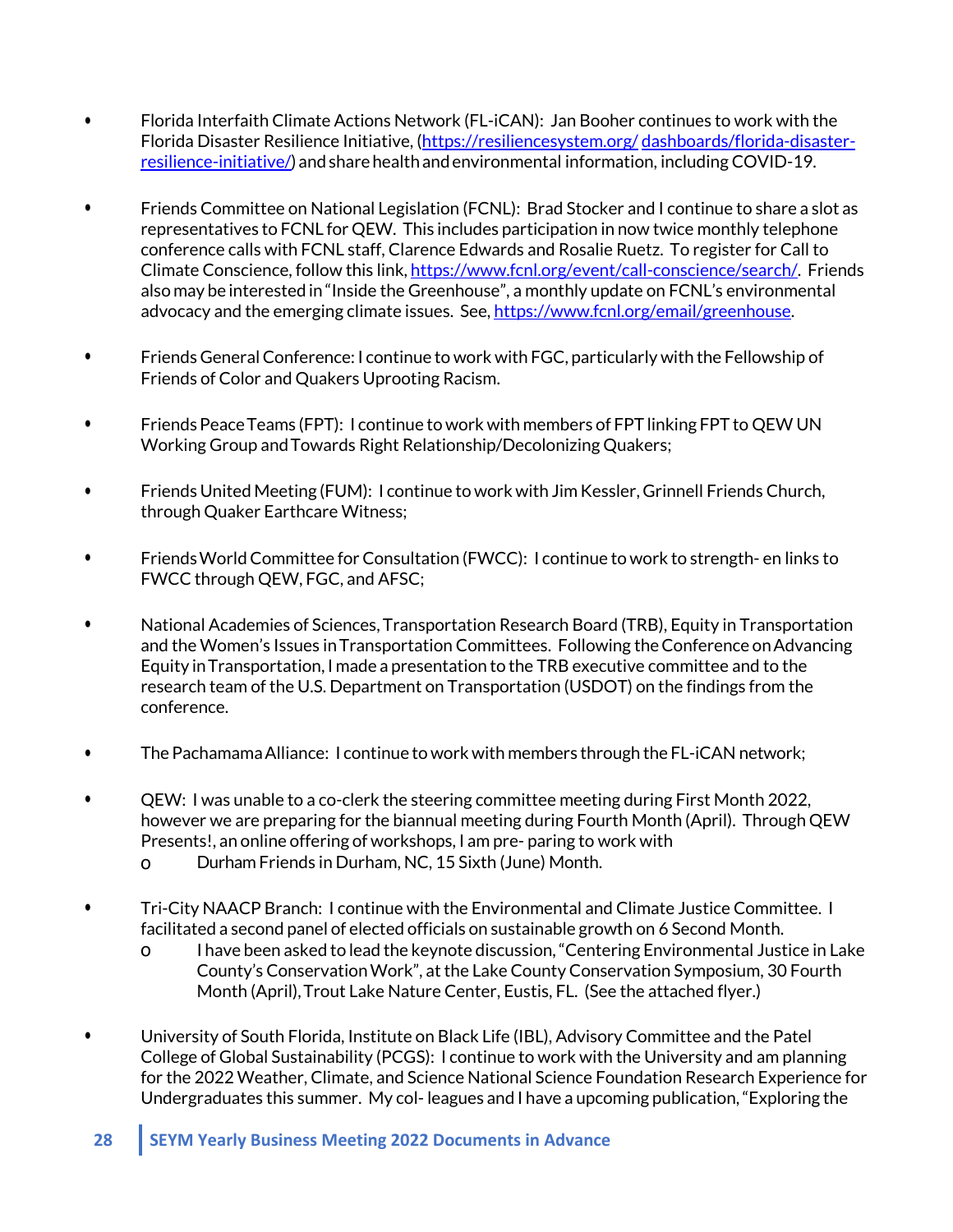- Florida Interfaith Climate Actions Network (FL-iCAN): Jan Booher continues to work with the Florida Disaster Resilience Initiative, (https://resiliencesystem.org/ dashboards/florida-disaster-resilience-initiative/) and share health and environmental information, including COVID-19.

- Friends Committee on National Legislation (FCNL): Brad Stocker and I continue to share a slot as representatives to FCNL for QEW. This includes participation in now twice monthly telephone conference calls with FCNL staff, Clarence Edwards and Rosalie Ruetz. To register for Call to Climate Conscience, follow this link, https://www.fcnl.org/event/call-conscience/search/. Friends also may be interested in "Inside the Greenhouse", a monthly update on FCNL's environmental advocacy and the emerging climate issues. See, https://www.fcnl.org/email/greenhouse.

- Friends General Conference: I continue to work with FGC, particularly with the Fellowship of Friends of Color and Quakers Uprooting Racism.

- Friends Peace Teams (FPT): I continue to work with members of FPT linking FPT to QEW UN Working Group and Towards Right Relationship/Decolonizing Quakers;

- Friends United Meeting (FUM): I continue to work with Jim Kessler, Grinnell Friends Church, through Quaker Earthcare Witness;

- Friends World Committee for Consultation (FWCC): I continue to work to strength- en links to FWCC through QEW, FGC, and AFSC;

- National Academies of Sciences, Transportation Research Board (TRB), Equity in Transportation and the Women's Issues in Transportation Committees. Following the Conference on Advancing Equity in Transportation, I made a presentation to the TRB executive committee and to the research team of the U.S. Department on Transportation (USDOT) on the findings from the conference.

- The Pachamama Alliance: I continue to work with members through the FL-iCAN network;

- QEW: I was unable to a co-clerk the steering committee meeting during First Month 2022, however we are preparing for the biannual meeting during Fourth Month (April). Through QEW Presents!, an online offering of workshops, I am pre- paring to work with
  - Durham Friends in Durham, NC, 15 Sixth (June) Month.

- Tri-City NAACP Branch: I continue with the Environmental and Climate Justice Committee. I facilitated a second panel of elected officials on sustainable growth on 6 Second Month.
  - I have been asked to lead the keynote discussion, "Centering Environmental Justice in Lake County's Conservation Work", at the Lake County Conservation Symposium, 30 Fourth Month (April), Trout Lake Nature Center, Eustis, FL. (See the attached flyer.)

- University of South Florida, Institute on Black Life (IBL), Advisory Committee and the Patel College of Global Sustainability (PCGS): I continue to work with the University and am planning for the 2022 Weather, Climate, and Science National Science Foundation Research Experience for Undergraduates this summer. My col- leagues and I have a upcoming publication, "Exploring the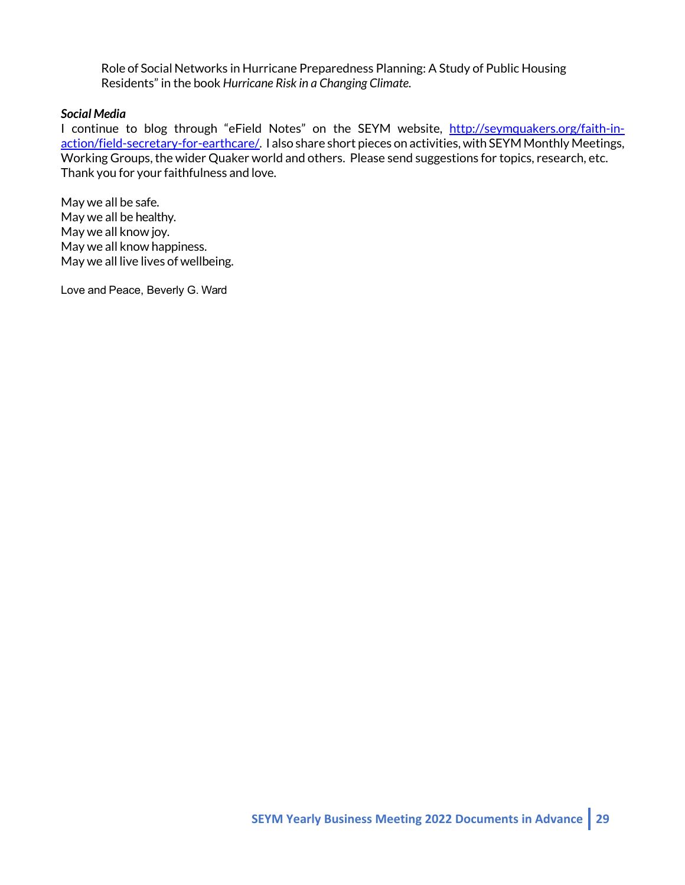Role of Social Networks in Hurricane Preparedness Planning: A Study of Public Housing Residents" in the book *Hurricane Risk in a Changing Climate.*

***Social Media***

I continue to blog through "eField Notes" on the SEYM website, [http://seymquakers.org/faith-in-action/field-secretary-for-earthcare/](http://seymquakers.org/faith-in-action/field-secretary-for-earthcare/). I also share short pieces on activities, with SEYM Monthly Meetings, Working Groups, the wider Quaker world and others. Please send suggestions for topics, research, etc. Thank you for your faithfulness and love.

May we all be safe.
May we all be healthy.
May we all know joy.
May we all know happiness.
May we all live lives of wellbeing.

Love and Peace, Beverly G. Ward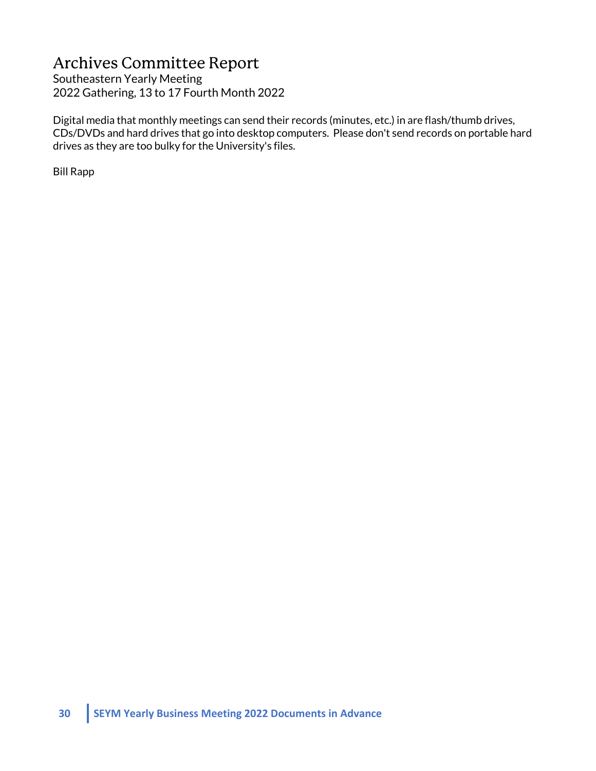# Archives Committee Report

Southeastern Yearly Meeting
2022 Gathering, 13 to 17 Fourth Month 2022

Digital media that monthly meetings can send their records (minutes, etc.) in are flash/thumb drives, CDs/DVDs and hard drives that go into desktop computers. Please don't send records on portable hard drives as they are too bulky for the University's files.

Bill Rapp